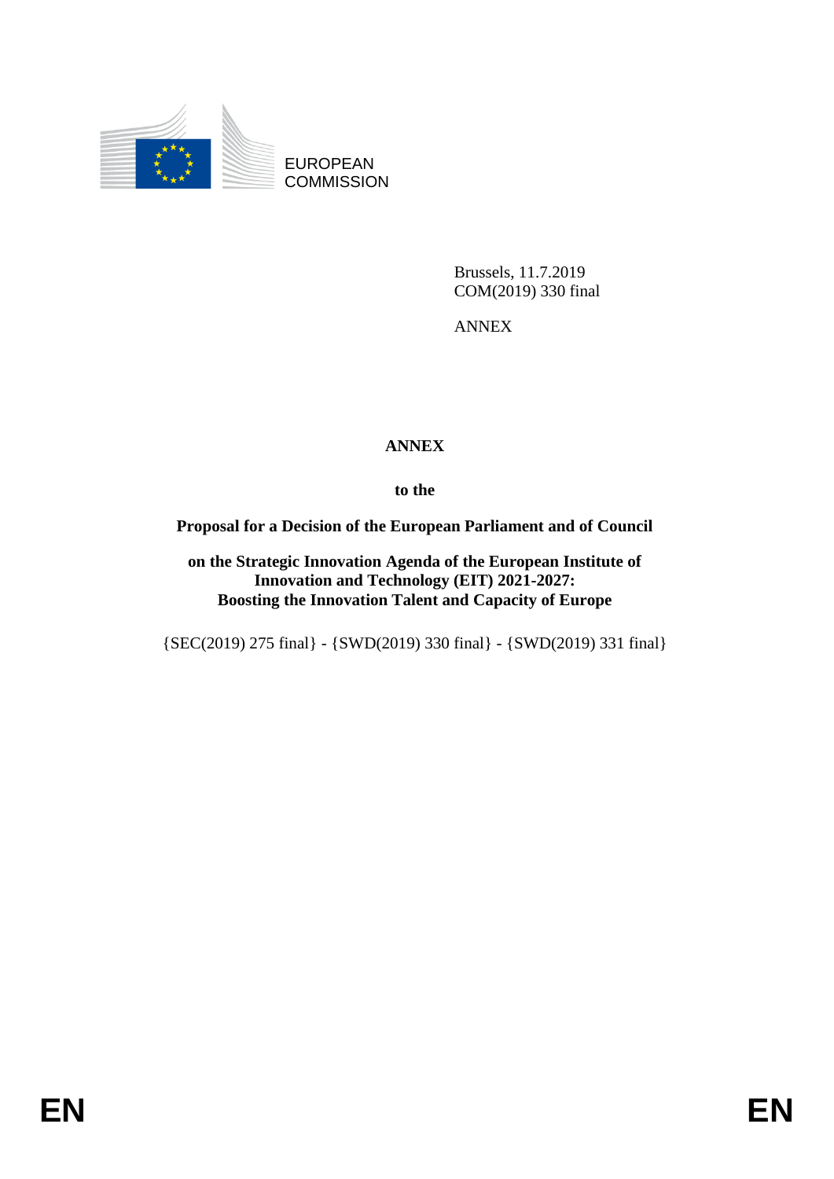EUROPEAN COMMISSION

Brussels, 11.7.2019
COM(2019) 330 final

ANNEX

# ANNEX

**to the**

**Proposal for a Decision of the European Parliament and of Council**

**on the Strategic Innovation Agenda of the European Institute of Innovation and Technology (EIT) 2021-2027: Boosting the Innovation Talent and Capacity of Europe**

{SEC(2019) 275 final} - {SWD(2019) 330 final} - {SWD(2019) 331 final}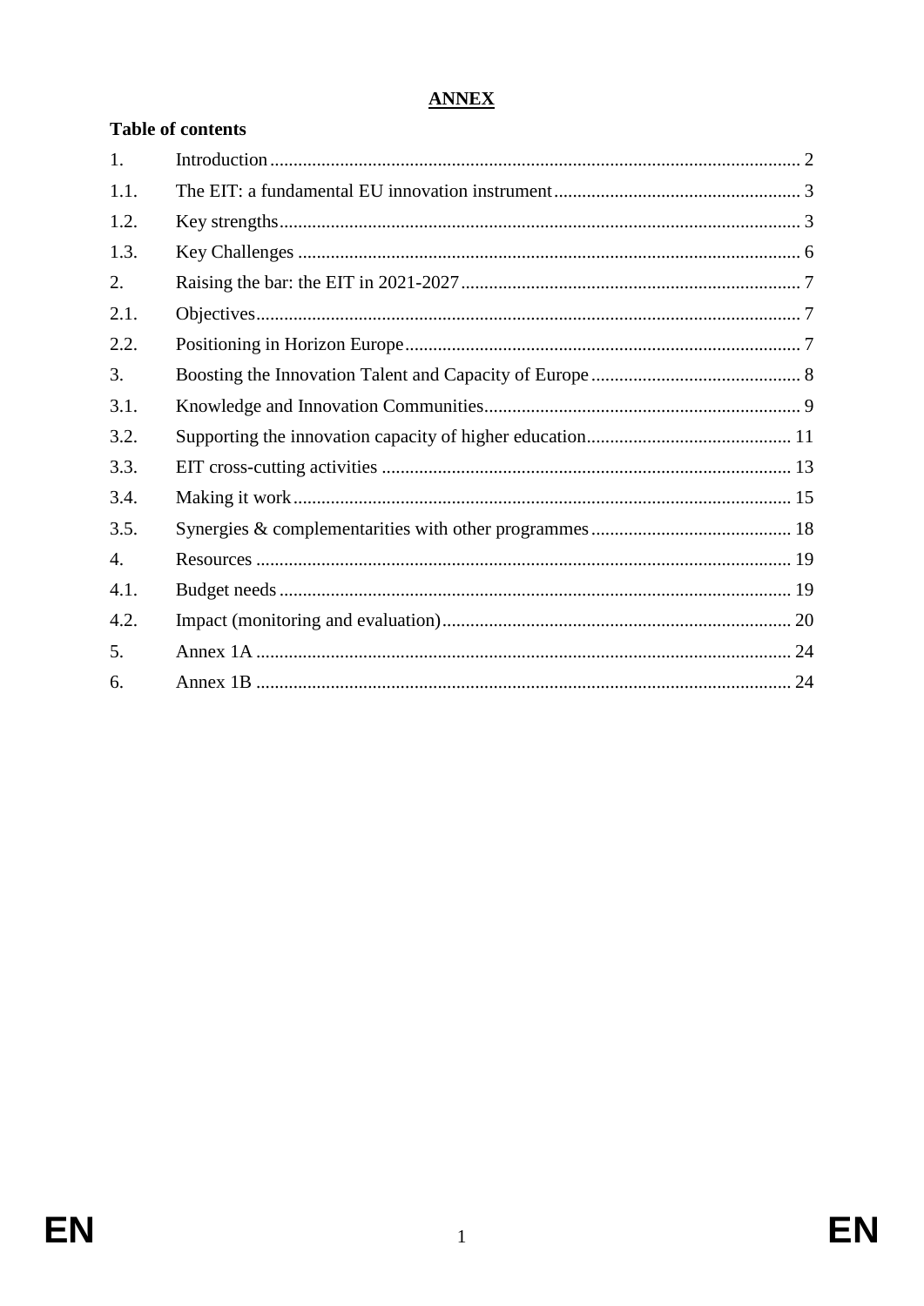# ANNEX

**Table of contents**

| | | |
|---|---|---|
| 1. | Introduction | 2 |
| 1.1. | The EIT: a fundamental EU innovation instrument | 3 |
| 1.2. | Key strengths | 3 |
| 1.3. | Key Challenges | 6 |
| 2. | Raising the bar: the EIT in 2021-2027 | 7 |
| 2.1. | Objectives | 7 |
| 2.2. | Positioning in Horizon Europe | 7 |
| 3. | Boosting the Innovation Talent and Capacity of Europe | 8 |
| 3.1. | Knowledge and Innovation Communities | 9 |
| 3.2. | Supporting the innovation capacity of higher education | 11 |
| 3.3. | EIT cross-cutting activities | 13 |
| 3.4. | Making it work | 15 |
| 3.5. | Synergies & complementarities with other programmes | 18 |
| 4. | Resources | 19 |
| 4.1. | Budget needs | 19 |
| 4.2. | Impact (monitoring and evaluation) | 20 |
| 5. | Annex 1A | 24 |
| 6. | Annex 1B | 24 |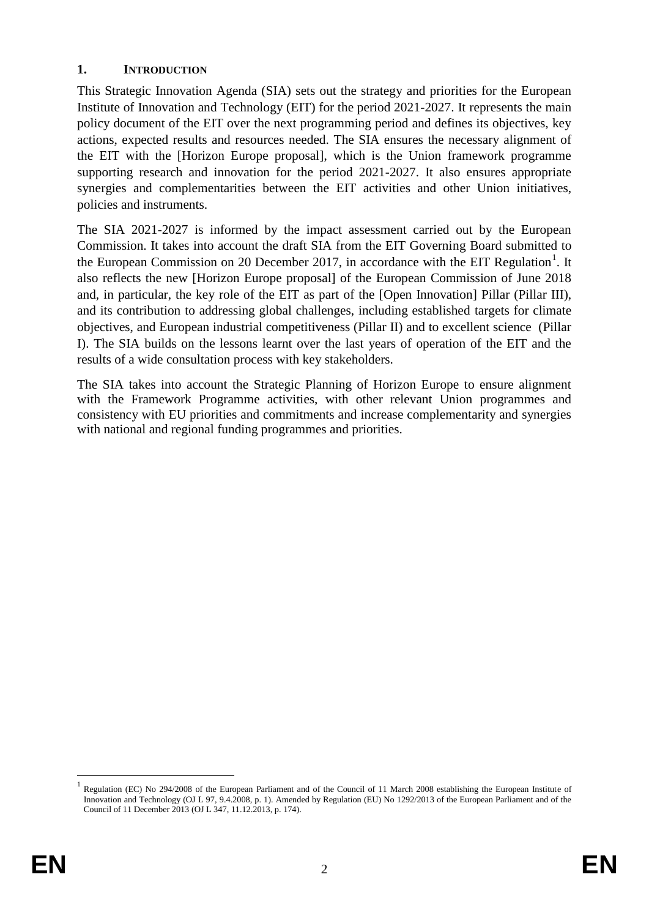## 1. INTRODUCTION

This Strategic Innovation Agenda (SIA) sets out the strategy and priorities for the European Institute of Innovation and Technology (EIT) for the period 2021-2027. It represents the main policy document of the EIT over the next programming period and defines its objectives, key actions, expected results and resources needed. The SIA ensures the necessary alignment of the EIT with the [Horizon Europe proposal], which is the Union framework programme supporting research and innovation for the period 2021-2027. It also ensures appropriate synergies and complementarities between the EIT activities and other Union initiatives, policies and instruments.

The SIA 2021-2027 is informed by the impact assessment carried out by the European Commission. It takes into account the draft SIA from the EIT Governing Board submitted to the European Commission on 20 December 2017, in accordance with the EIT Regulation[1]. It also reflects the new [Horizon Europe proposal] of the European Commission of June 2018 and, in particular, the key role of the EIT as part of the [Open Innovation] Pillar (Pillar III), and its contribution to addressing global challenges, including established targets for climate objectives, and European industrial competitiveness (Pillar II) and to excellent science (Pillar I). The SIA builds on the lessons learnt over the last years of operation of the EIT and the results of a wide consultation process with key stakeholders.

The SIA takes into account the Strategic Planning of Horizon Europe to ensure alignment with the Framework Programme activities, with other relevant Union programmes and consistency with EU priorities and commitments and increase complementarity and synergies with national and regional funding programmes and priorities.

[1] Regulation (EC) No 294/2008 of the European Parliament and of the Council of 11 March 2008 establishing the European Institute of Innovation and Technology (OJ L 97, 9.4.2008, p. 1). Amended by Regulation (EU) No 1292/2013 of the European Parliament and of the Council of 11 December 2013 (OJ L 347, 11.12.2013, p. 174).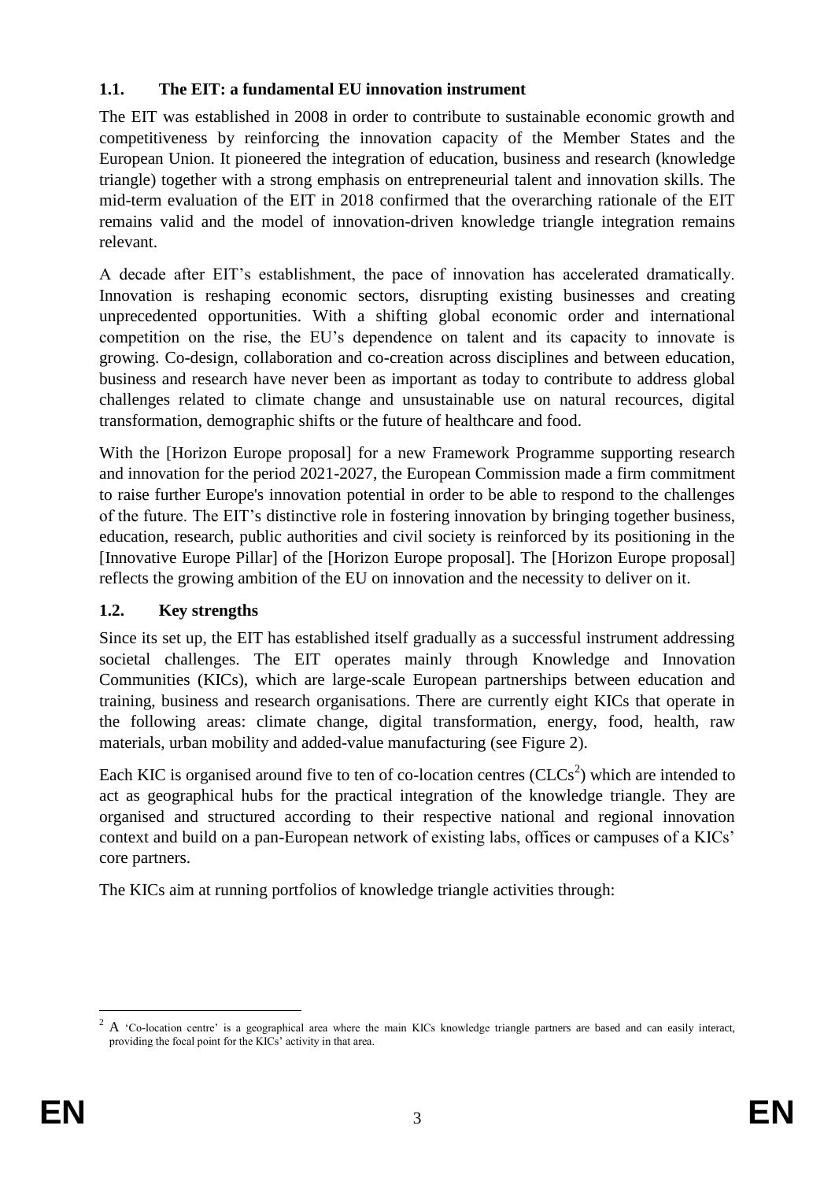## 1.1. The EIT: a fundamental EU innovation instrument

The EIT was established in 2008 in order to contribute to sustainable economic growth and competitiveness by reinforcing the innovation capacity of the Member States and the European Union. It pioneered the integration of education, business and research (knowledge triangle) together with a strong emphasis on entrepreneurial talent and innovation skills. The mid-term evaluation of the EIT in 2018 confirmed that the overarching rationale of the EIT remains valid and the model of innovation-driven knowledge triangle integration remains relevant.

A decade after EIT's establishment, the pace of innovation has accelerated dramatically. Innovation is reshaping economic sectors, disrupting existing businesses and creating unprecedented opportunities. With a shifting global economic order and international competition on the rise, the EU's dependence on talent and its capacity to innovate is growing. Co-design, collaboration and co-creation across disciplines and between education, business and research have never been as important as today to contribute to address global challenges related to climate change and unsustainable use on natural recources, digital transformation, demographic shifts or the future of healthcare and food.

With the [Horizon Europe proposal] for a new Framework Programme supporting research and innovation for the period 2021-2027, the European Commission made a firm commitment to raise further Europe's innovation potential in order to be able to respond to the challenges of the future. The EIT's distinctive role in fostering innovation by bringing together business, education, research, public authorities and civil society is reinforced by its positioning in the [Innovative Europe Pillar] of the [Horizon Europe proposal]. The [Horizon Europe proposal] reflects the growing ambition of the EU on innovation and the necessity to deliver on it.

## 1.2. Key strengths

Since its set up, the EIT has established itself gradually as a successful instrument addressing societal challenges. The EIT operates mainly through Knowledge and Innovation Communities (KICs), which are large-scale European partnerships between education and training, business and research organisations. There are currently eight KICs that operate in the following areas: climate change, digital transformation, energy, food, health, raw materials, urban mobility and added-value manufacturing (see Figure 2).

Each KIC is organised around five to ten of co-location centres (CLCs[2]) which are intended to act as geographical hubs for the practical integration of the knowledge triangle. They are organised and structured according to their respective national and regional innovation context and build on a pan-European network of existing labs, offices or campuses of a KICs' core partners.

The KICs aim at running portfolios of knowledge triangle activities through:

---

[2] A 'Co-location centre' is a geographical area where the main KICs knowledge triangle partners are based and can easily interact, providing the focal point for the KICs' activity in that area.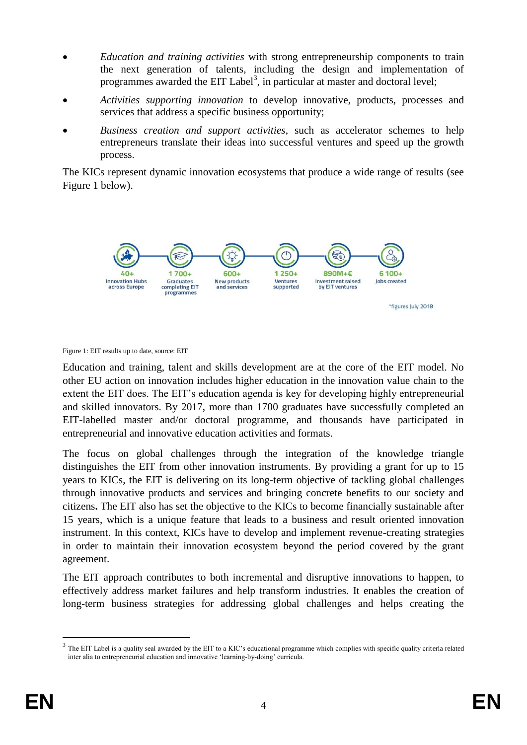- *Education and training activities* with strong entrepreneurship components to train the next generation of talents, including the design and implementation of programmes awarded the EIT Label[3], in particular at master and doctoral level;
- *Activities supporting innovation* to develop innovative, products, processes and services that address a specific business opportunity;
- *Business creation and support activities*, such as accelerator schemes to help entrepreneurs translate their ideas into successful ventures and speed up the growth process.

The KICs represent dynamic innovation ecosystems that produce a wide range of results (see Figure 1 below).

| 40+ | 1 700+ | 600+ | 1 250+ | 890M+€ | 6 100+ |
|---|---|---|---|---|---|
| Innovation Hubs across Europe | Graduates completing EIT programmes | New products and services | Ventures supported | Investment raised by EIT ventures | Jobs created |

*figures July 2018

Figure 1: EIT results up to date, source: EIT

Education and training, talent and skills development are at the core of the EIT model. No other EU action on innovation includes higher education in the innovation value chain to the extent the EIT does. The EIT's education agenda is key for developing highly entrepreneurial and skilled innovators. By 2017, more than 1700 graduates have successfully completed an EIT-labelled master and/or doctoral programme, and thousands have participated in entrepreneurial and innovative education activities and formats.

The focus on global challenges through the integration of the knowledge triangle distinguishes the EIT from other innovation instruments. By providing a grant for up to 15 years to KICs, the EIT is delivering on its long-term objective of tackling global challenges through innovative products and services and bringing concrete benefits to our society and citizens**.** The EIT also has set the objective to the KICs to become financially sustainable after 15 years, which is a unique feature that leads to a business and result oriented innovation instrument. In this context, KICs have to develop and implement revenue-creating strategies in order to maintain their innovation ecosystem beyond the period covered by the grant agreement.

The EIT approach contributes to both incremental and disruptive innovations to happen, to effectively address market failures and help transform industries. It enables the creation of long-term business strategies for addressing global challenges and helps creating the

[3] The EIT Label is a quality seal awarded by the EIT to a KIC's educational programme which complies with specific quality criteria related inter alia to entrepreneurial education and innovative 'learning-by-doing' curricula.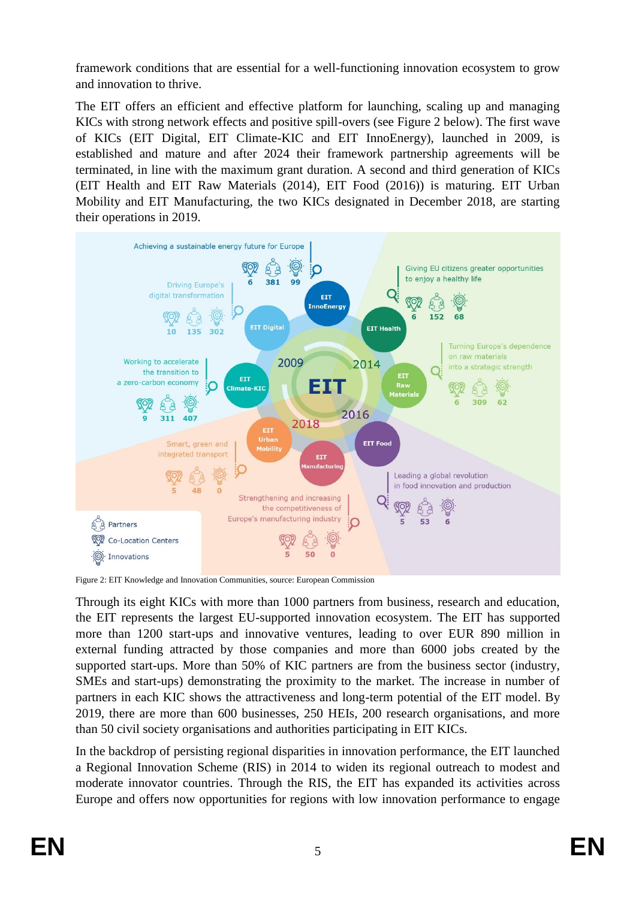framework conditions that are essential for a well-functioning innovation ecosystem to grow and innovation to thrive.

The EIT offers an efficient and effective platform for launching, scaling up and managing KICs with strong network effects and positive spill-overs (see Figure 2 below). The first wave of KICs (EIT Digital, EIT Climate-KIC and EIT InnoEnergy), launched in 2009, is established and mature and after 2024 their framework partnership agreements will be terminated, in line with the maximum grant duration. A second and third generation of KICs (EIT Health and EIT Raw Materials (2014), EIT Food (2016)) is maturing. EIT Urban Mobility and EIT Manufacturing, the two KICs designated in December 2018, are starting their operations in 2019.

Figure 2: EIT Knowledge and Innovation Communities, source: European Commission

Through its eight KICs with more than 1000 partners from business, research and education, the EIT represents the largest EU-supported innovation ecosystem. The EIT has supported more than 1200 start-ups and innovative ventures, leading to over EUR 890 million in external funding attracted by those companies and more than 6000 jobs created by the supported start-ups. More than 50% of KIC partners are from the business sector (industry, SMEs and start-ups) demonstrating the proximity to the market. The increase in number of partners in each KIC shows the attractiveness and long-term potential of the EIT model. By 2019, there are more than 600 businesses, 250 HEIs, 200 research organisations, and more than 50 civil society organisations and authorities participating in EIT KICs.

In the backdrop of persisting regional disparities in innovation performance, the EIT launched a Regional Innovation Scheme (RIS) in 2014 to widen its regional outreach to modest and moderate innovator countries. Through the RIS, the EIT has expanded its activities across Europe and offers now opportunities for regions with low innovation performance to engage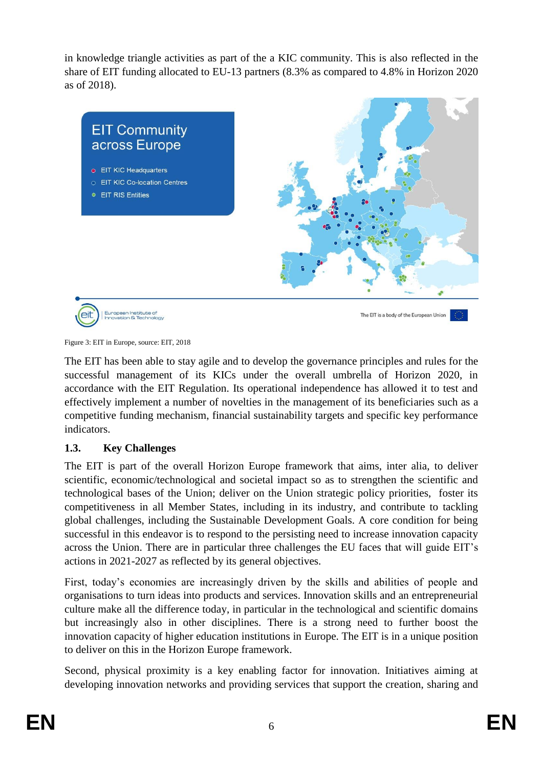in knowledge triangle activities as part of the a KIC community. This is also reflected in the share of EIT funding allocated to EU-13 partners (8.3% as compared to 4.8% in Horizon 2020 as of 2018).

Figure 3: EIT in Europe, source: EIT, 2018

The EIT has been able to stay agile and to develop the governance principles and rules for the successful management of its KICs under the overall umbrella of Horizon 2020, in accordance with the EIT Regulation. Its operational independence has allowed it to test and effectively implement a number of novelties in the management of its beneficiaries such as a competitive funding mechanism, financial sustainability targets and specific key performance indicators.

### 1.3. Key Challenges

The EIT is part of the overall Horizon Europe framework that aims, inter alia, to deliver scientific, economic/technological and societal impact so as to strengthen the scientific and technological bases of the Union; deliver on the Union strategic policy priorities, foster its competitiveness in all Member States, including in its industry, and contribute to tackling global challenges, including the Sustainable Development Goals. A core condition for being successful in this endeavor is to respond to the persisting need to increase innovation capacity across the Union. There are in particular three challenges the EU faces that will guide EIT's actions in 2021-2027 as reflected by its general objectives.

First, today's economies are increasingly driven by the skills and abilities of people and organisations to turn ideas into products and services. Innovation skills and an entrepreneurial culture make all the difference today, in particular in the technological and scientific domains but increasingly also in other disciplines. There is a strong need to further boost the innovation capacity of higher education institutions in Europe. The EIT is in a unique position to deliver on this in the Horizon Europe framework.

Second, physical proximity is a key enabling factor for innovation. Initiatives aiming at developing innovation networks and providing services that support the creation, sharing and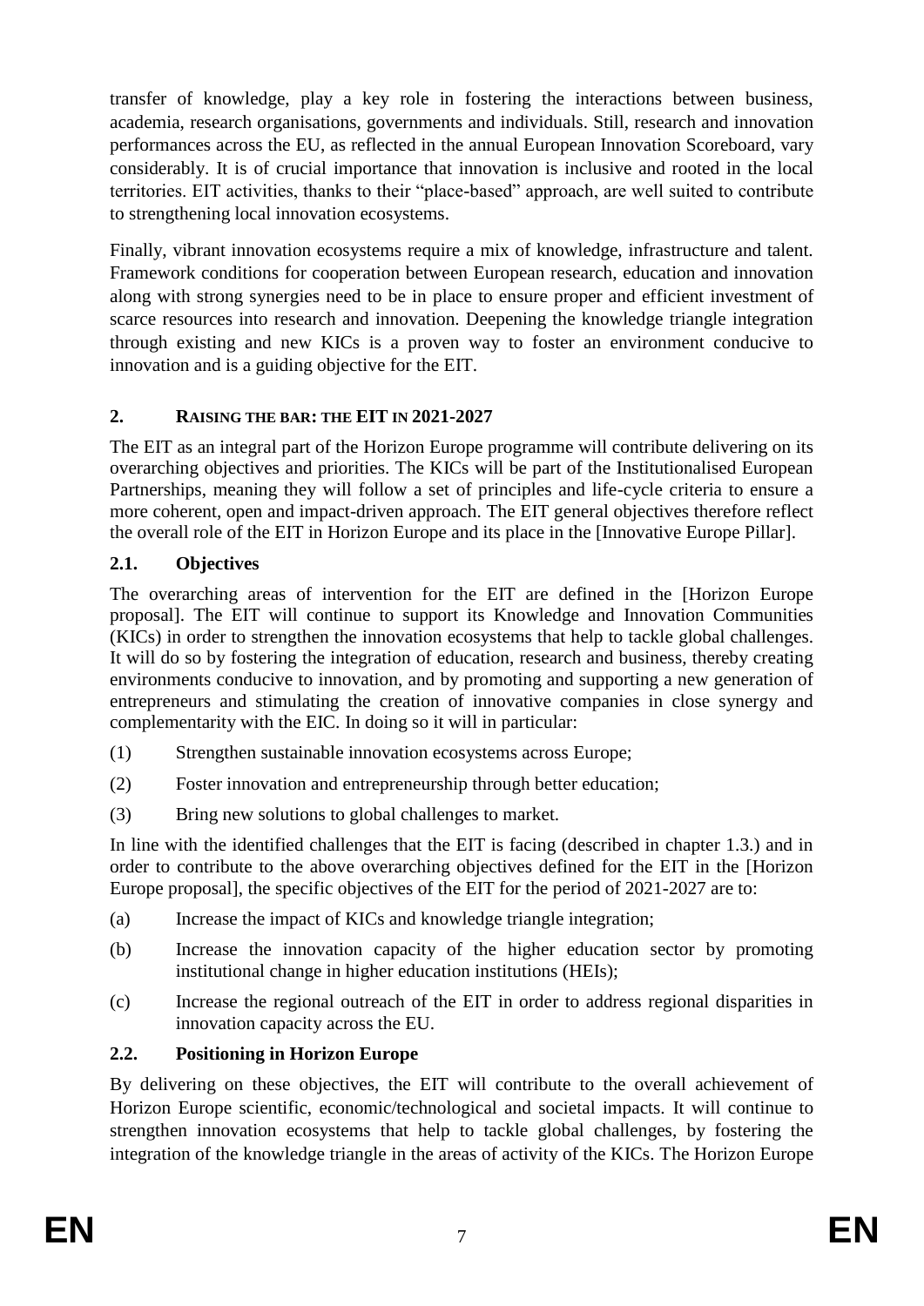transfer of knowledge, play a key role in fostering the interactions between business, academia, research organisations, governments and individuals. Still, research and innovation performances across the EU, as reflected in the annual European Innovation Scoreboard, vary considerably. It is of crucial importance that innovation is inclusive and rooted in the local territories. EIT activities, thanks to their "place-based" approach, are well suited to contribute to strengthening local innovation ecosystems.

Finally, vibrant innovation ecosystems require a mix of knowledge, infrastructure and talent. Framework conditions for cooperation between European research, education and innovation along with strong synergies need to be in place to ensure proper and efficient investment of scarce resources into research and innovation. Deepening the knowledge triangle integration through existing and new KICs is a proven way to foster an environment conducive to innovation and is a guiding objective for the EIT.

## 2. RAISING THE BAR: THE EIT IN 2021-2027

The EIT as an integral part of the Horizon Europe programme will contribute delivering on its overarching objectives and priorities. The KICs will be part of the Institutionalised European Partnerships, meaning they will follow a set of principles and life-cycle criteria to ensure a more coherent, open and impact-driven approach. The EIT general objectives therefore reflect the overall role of the EIT in Horizon Europe and its place in the [Innovative Europe Pillar].

### 2.1. Objectives

The overarching areas of intervention for the EIT are defined in the [Horizon Europe proposal]. The EIT will continue to support its Knowledge and Innovation Communities (KICs) in order to strengthen the innovation ecosystems that help to tackle global challenges. It will do so by fostering the integration of education, research and business, thereby creating environments conducive to innovation, and by promoting and supporting a new generation of entrepreneurs and stimulating the creation of innovative companies in close synergy and complementarity with the EIC. In doing so it will in particular:

(1) Strengthen sustainable innovation ecosystems across Europe;

(2) Foster innovation and entrepreneurship through better education;

(3) Bring new solutions to global challenges to market.

In line with the identified challenges that the EIT is facing (described in chapter 1.3.) and in order to contribute to the above overarching objectives defined for the EIT in the [Horizon Europe proposal], the specific objectives of the EIT for the period of 2021-2027 are to:

(a) Increase the impact of KICs and knowledge triangle integration;

(b) Increase the innovation capacity of the higher education sector by promoting institutional change in higher education institutions (HEIs);

(c) Increase the regional outreach of the EIT in order to address regional disparities in innovation capacity across the EU.

### 2.2. Positioning in Horizon Europe

By delivering on these objectives, the EIT will contribute to the overall achievement of Horizon Europe scientific, economic/technological and societal impacts. It will continue to strengthen innovation ecosystems that help to tackle global challenges, by fostering the integration of the knowledge triangle in the areas of activity of the KICs. The Horizon Europe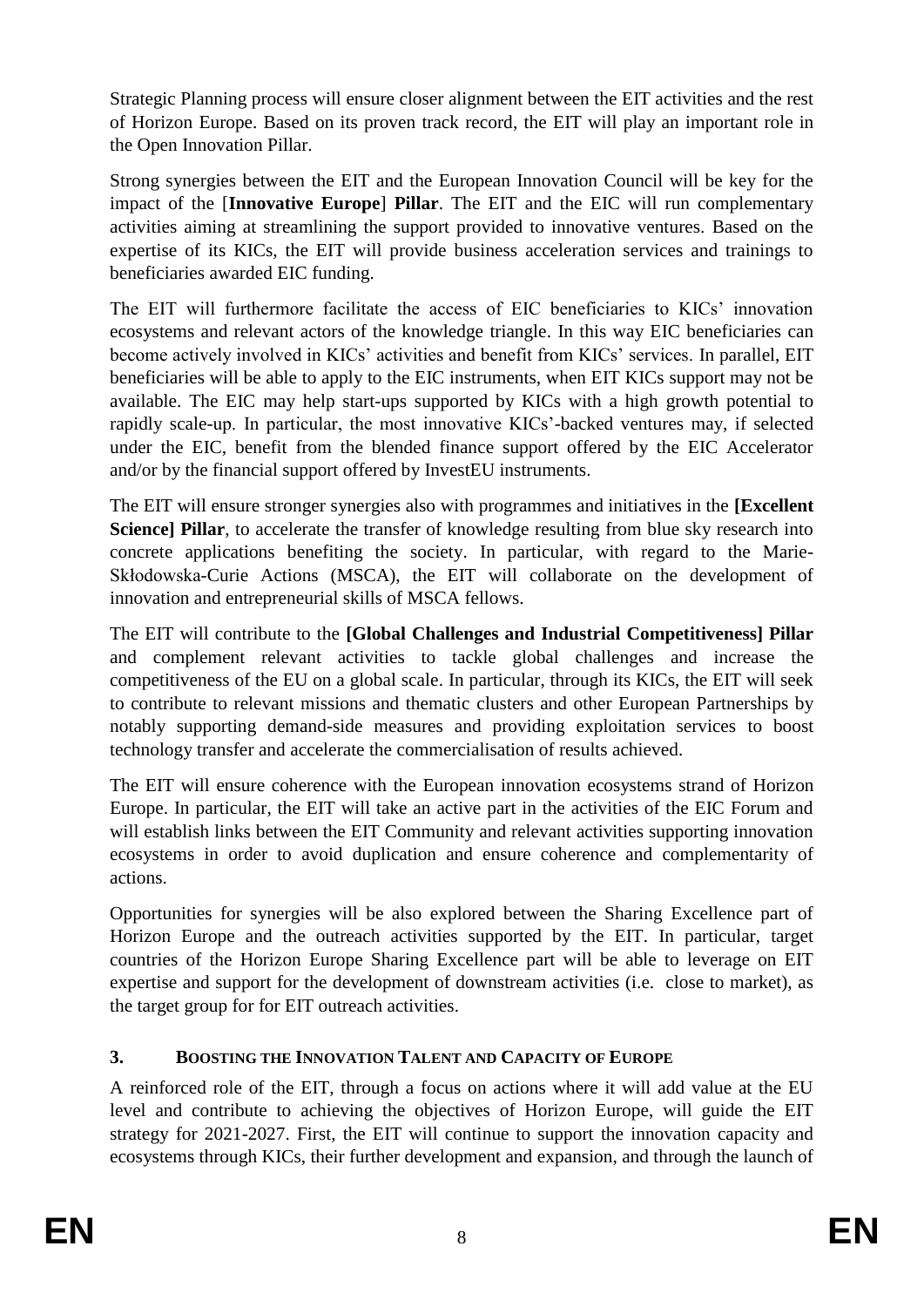Strategic Planning process will ensure closer alignment between the EIT activities and the rest of Horizon Europe. Based on its proven track record, the EIT will play an important role in the Open Innovation Pillar.

Strong synergies between the EIT and the European Innovation Council will be key for the impact of the [**Innovative Europe**] **Pillar**. The EIT and the EIC will run complementary activities aiming at streamlining the support provided to innovative ventures. Based on the expertise of its KICs, the EIT will provide business acceleration services and trainings to beneficiaries awarded EIC funding.

The EIT will furthermore facilitate the access of EIC beneficiaries to KICs' innovation ecosystems and relevant actors of the knowledge triangle. In this way EIC beneficiaries can become actively involved in KICs' activities and benefit from KICs' services. In parallel, EIT beneficiaries will be able to apply to the EIC instruments, when EIT KICs support may not be available. The EIC may help start-ups supported by KICs with a high growth potential to rapidly scale-up. In particular, the most innovative KICs'-backed ventures may, if selected under the EIC, benefit from the blended finance support offered by the EIC Accelerator and/or by the financial support offered by InvestEU instruments.

The EIT will ensure stronger synergies also with programmes and initiatives in the **[Excellent Science] Pillar**, to accelerate the transfer of knowledge resulting from blue sky research into concrete applications benefiting the society. In particular, with regard to the Marie-Skłodowska-Curie Actions (MSCA), the EIT will collaborate on the development of innovation and entrepreneurial skills of MSCA fellows.

The EIT will contribute to the **[Global Challenges and Industrial Competitiveness] Pillar** and complement relevant activities to tackle global challenges and increase the competitiveness of the EU on a global scale. In particular, through its KICs, the EIT will seek to contribute to relevant missions and thematic clusters and other European Partnerships by notably supporting demand-side measures and providing exploitation services to boost technology transfer and accelerate the commercialisation of results achieved.

The EIT will ensure coherence with the European innovation ecosystems strand of Horizon Europe. In particular, the EIT will take an active part in the activities of the EIC Forum and will establish links between the EIT Community and relevant activities supporting innovation ecosystems in order to avoid duplication and ensure coherence and complementarity of actions.

Opportunities for synergies will be also explored between the Sharing Excellence part of Horizon Europe and the outreach activities supported by the EIT. In particular, target countries of the Horizon Europe Sharing Excellence part will be able to leverage on EIT expertise and support for the development of downstream activities (i.e. close to market), as the target group for for EIT outreach activities.

## 3. BOOSTING THE INNOVATION TALENT AND CAPACITY OF EUROPE

A reinforced role of the EIT, through a focus on actions where it will add value at the EU level and contribute to achieving the objectives of Horizon Europe, will guide the EIT strategy for 2021-2027. First, the EIT will continue to support the innovation capacity and ecosystems through KICs, their further development and expansion, and through the launch of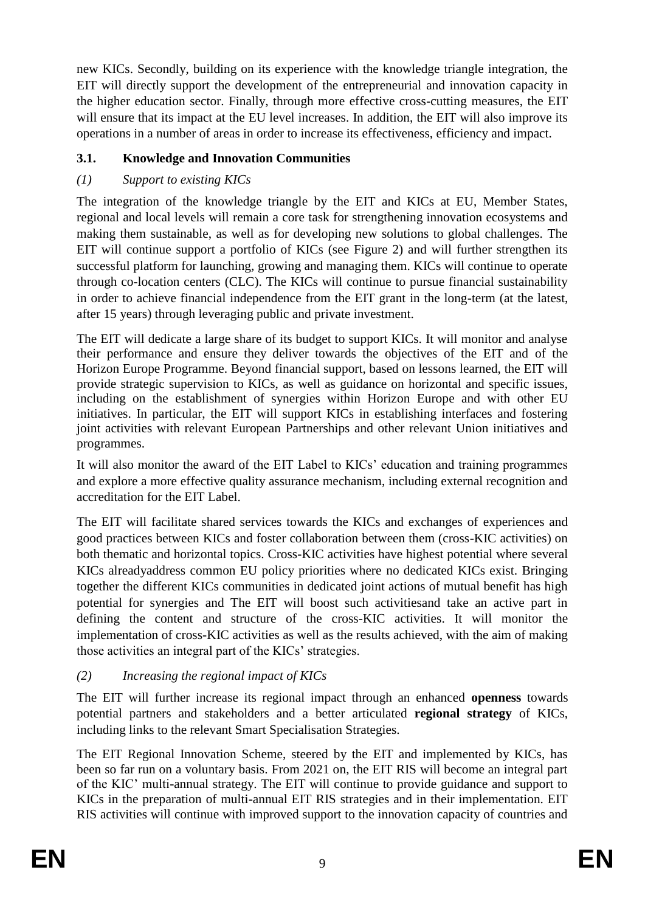new KICs. Secondly, building on its experience with the knowledge triangle integration, the EIT will directly support the development of the entrepreneurial and innovation capacity in the higher education sector. Finally, through more effective cross-cutting measures, the EIT will ensure that its impact at the EU level increases. In addition, the EIT will also improve its operations in a number of areas in order to increase its effectiveness, efficiency and impact.

### 3.1. Knowledge and Innovation Communities

*(1) Support to existing KICs*

The integration of the knowledge triangle by the EIT and KICs at EU, Member States, regional and local levels will remain a core task for strengthening innovation ecosystems and making them sustainable, as well as for developing new solutions to global challenges. The EIT will continue support a portfolio of KICs (see Figure 2) and will further strengthen its successful platform for launching, growing and managing them. KICs will continue to operate through co-location centers (CLC). The KICs will continue to pursue financial sustainability in order to achieve financial independence from the EIT grant in the long-term (at the latest, after 15 years) through leveraging public and private investment.

The EIT will dedicate a large share of its budget to support KICs. It will monitor and analyse their performance and ensure they deliver towards the objectives of the EIT and of the Horizon Europe Programme. Beyond financial support, based on lessons learned, the EIT will provide strategic supervision to KICs, as well as guidance on horizontal and specific issues, including on the establishment of synergies within Horizon Europe and with other EU initiatives. In particular, the EIT will support KICs in establishing interfaces and fostering joint activities with relevant European Partnerships and other relevant Union initiatives and programmes.

It will also monitor the award of the EIT Label to KICs' education and training programmes and explore a more effective quality assurance mechanism, including external recognition and accreditation for the EIT Label.

The EIT will facilitate shared services towards the KICs and exchanges of experiences and good practices between KICs and foster collaboration between them (cross-KIC activities) on both thematic and horizontal topics. Cross-KIC activities have highest potential where several KICs alreadyaddress common EU policy priorities where no dedicated KICs exist. Bringing together the different KICs communities in dedicated joint actions of mutual benefit has high potential for synergies and The EIT will boost such activitiesand take an active part in defining the content and structure of the cross-KIC activities. It will monitor the implementation of cross-KIC activities as well as the results achieved, with the aim of making those activities an integral part of the KICs' strategies.

*(2) Increasing the regional impact of KICs*

The EIT will further increase its regional impact through an enhanced **openness** towards potential partners and stakeholders and a better articulated **regional strategy** of KICs, including links to the relevant Smart Specialisation Strategies.

The EIT Regional Innovation Scheme, steered by the EIT and implemented by KICs, has been so far run on a voluntary basis. From 2021 on, the EIT RIS will become an integral part of the KIC' multi-annual strategy. The EIT will continue to provide guidance and support to KICs in the preparation of multi-annual EIT RIS strategies and in their implementation. EIT RIS activities will continue with improved support to the innovation capacity of countries and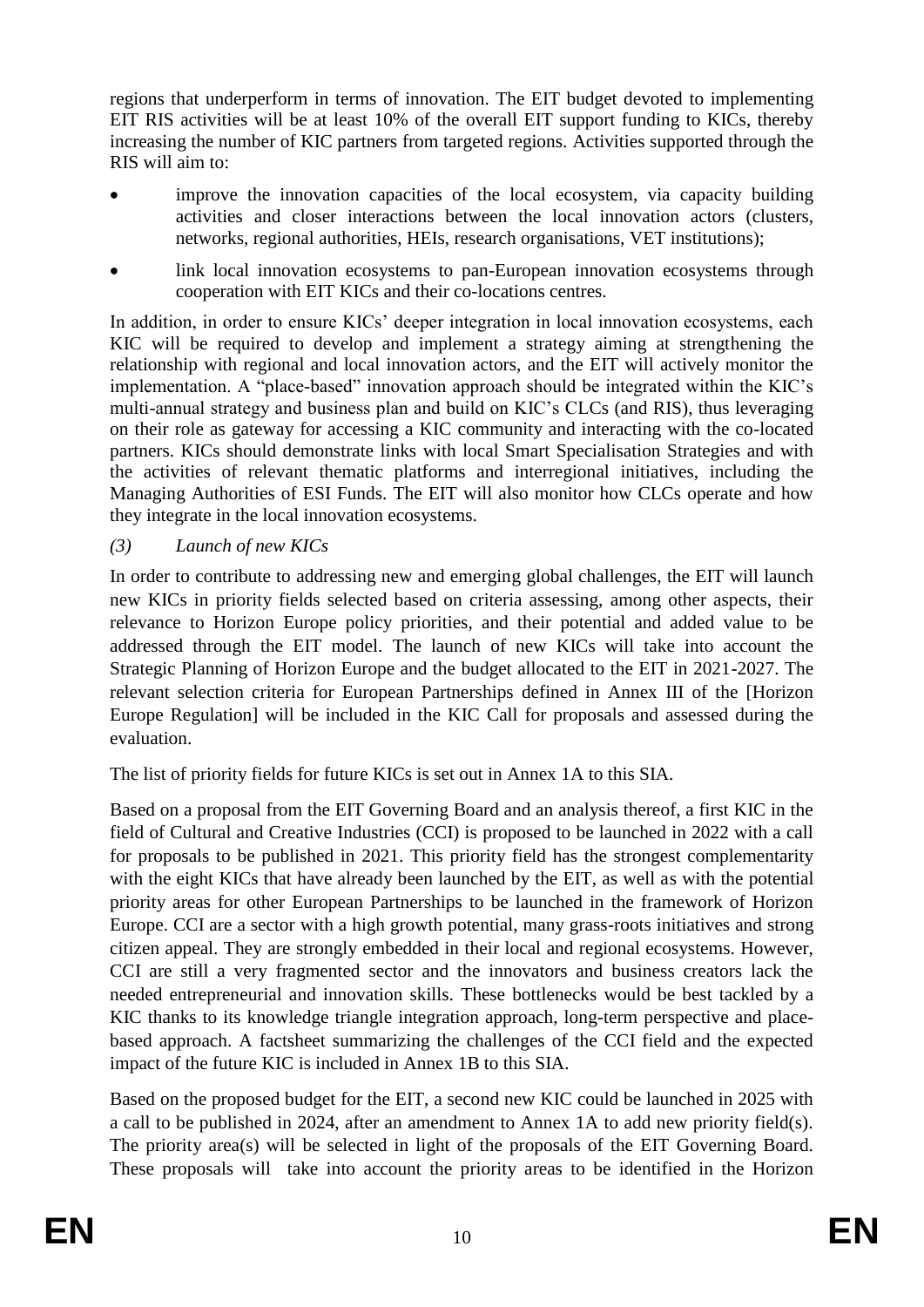regions that underperform in terms of innovation. The EIT budget devoted to implementing EIT RIS activities will be at least 10% of the overall EIT support funding to KICs, thereby increasing the number of KIC partners from targeted regions. Activities supported through the RIS will aim to:

- improve the innovation capacities of the local ecosystem, via capacity building activities and closer interactions between the local innovation actors (clusters, networks, regional authorities, HEIs, research organisations, VET institutions);
- link local innovation ecosystems to pan-European innovation ecosystems through cooperation with EIT KICs and their co-locations centres.

In addition, in order to ensure KICs' deeper integration in local innovation ecosystems, each KIC will be required to develop and implement a strategy aiming at strengthening the relationship with regional and local innovation actors, and the EIT will actively monitor the implementation. A "place-based" innovation approach should be integrated within the KIC's multi-annual strategy and business plan and build on KIC's CLCs (and RIS), thus leveraging on their role as gateway for accessing a KIC community and interacting with the co-located partners. KICs should demonstrate links with local Smart Specialisation Strategies and with the activities of relevant thematic platforms and interregional initiatives, including the Managing Authorities of ESI Funds. The EIT will also monitor how CLCs operate and how they integrate in the local innovation ecosystems.

*(3) Launch of new KICs*

In order to contribute to addressing new and emerging global challenges, the EIT will launch new KICs in priority fields selected based on criteria assessing, among other aspects, their relevance to Horizon Europe policy priorities, and their potential and added value to be addressed through the EIT model. The launch of new KICs will take into account the Strategic Planning of Horizon Europe and the budget allocated to the EIT in 2021-2027. The relevant selection criteria for European Partnerships defined in Annex III of the [Horizon Europe Regulation] will be included in the KIC Call for proposals and assessed during the evaluation.

The list of priority fields for future KICs is set out in Annex 1A to this SIA.

Based on a proposal from the EIT Governing Board and an analysis thereof, a first KIC in the field of Cultural and Creative Industries (CCI) is proposed to be launched in 2022 with a call for proposals to be published in 2021. This priority field has the strongest complementarity with the eight KICs that have already been launched by the EIT, as well as with the potential priority areas for other European Partnerships to be launched in the framework of Horizon Europe. CCI are a sector with a high growth potential, many grass-roots initiatives and strong citizen appeal. They are strongly embedded in their local and regional ecosystems. However, CCI are still a very fragmented sector and the innovators and business creators lack the needed entrepreneurial and innovation skills. These bottlenecks would be best tackled by a KIC thanks to its knowledge triangle integration approach, long-term perspective and place-based approach. A factsheet summarizing the challenges of the CCI field and the expected impact of the future KIC is included in Annex 1B to this SIA.

Based on the proposed budget for the EIT, a second new KIC could be launched in 2025 with a call to be published in 2024, after an amendment to Annex 1A to add new priority field(s). The priority area(s) will be selected in light of the proposals of the EIT Governing Board. These proposals will take into account the priority areas to be identified in the Horizon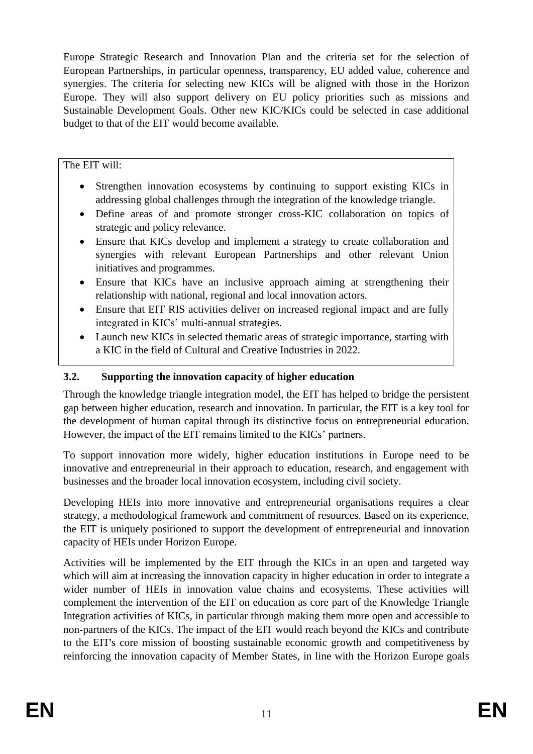Europe Strategic Research and Innovation Plan and the criteria set for the selection of European Partnerships, in particular openness, transparency, EU added value, coherence and synergies. The criteria for selecting new KICs will be aligned with those in the Horizon Europe. They will also support delivery on EU policy priorities such as missions and Sustainable Development Goals. Other new KIC/KICs could be selected in case additional budget to that of the EIT would become available.

The EIT will:

- Strengthen innovation ecosystems by continuing to support existing KICs in addressing global challenges through the integration of the knowledge triangle.
- Define areas of and promote stronger cross-KIC collaboration on topics of strategic and policy relevance.
- Ensure that KICs develop and implement a strategy to create collaboration and synergies with relevant European Partnerships and other relevant Union initiatives and programmes.
- Ensure that KICs have an inclusive approach aiming at strengthening their relationship with national, regional and local innovation actors.
- Ensure that EIT RIS activities deliver on increased regional impact and are fully integrated in KICs' multi-annual strategies.
- Launch new KICs in selected thematic areas of strategic importance, starting with a KIC in the field of Cultural and Creative Industries in 2022.

### 3.2. Supporting the innovation capacity of higher education

Through the knowledge triangle integration model, the EIT has helped to bridge the persistent gap between higher education, research and innovation. In particular, the EIT is a key tool for the development of human capital through its distinctive focus on entrepreneurial education. However, the impact of the EIT remains limited to the KICs' partners.

To support innovation more widely, higher education institutions in Europe need to be innovative and entrepreneurial in their approach to education, research, and engagement with businesses and the broader local innovation ecosystem, including civil society.

Developing HEIs into more innovative and entrepreneurial organisations requires a clear strategy, a methodological framework and commitment of resources. Based on its experience, the EIT is uniquely positioned to support the development of entrepreneurial and innovation capacity of HEIs under Horizon Europe.

Activities will be implemented by the EIT through the KICs in an open and targeted way which will aim at increasing the innovation capacity in higher education in order to integrate a wider number of HEIs in innovation value chains and ecosystems. These activities will complement the intervention of the EIT on education as core part of the Knowledge Triangle Integration activities of KICs, in particular through making them more open and accessible to non-partners of the KICs. The impact of the EIT would reach beyond the KICs and contribute to the EIT's core mission of boosting sustainable economic growth and competitiveness by reinforcing the innovation capacity of Member States, in line with the Horizon Europe goals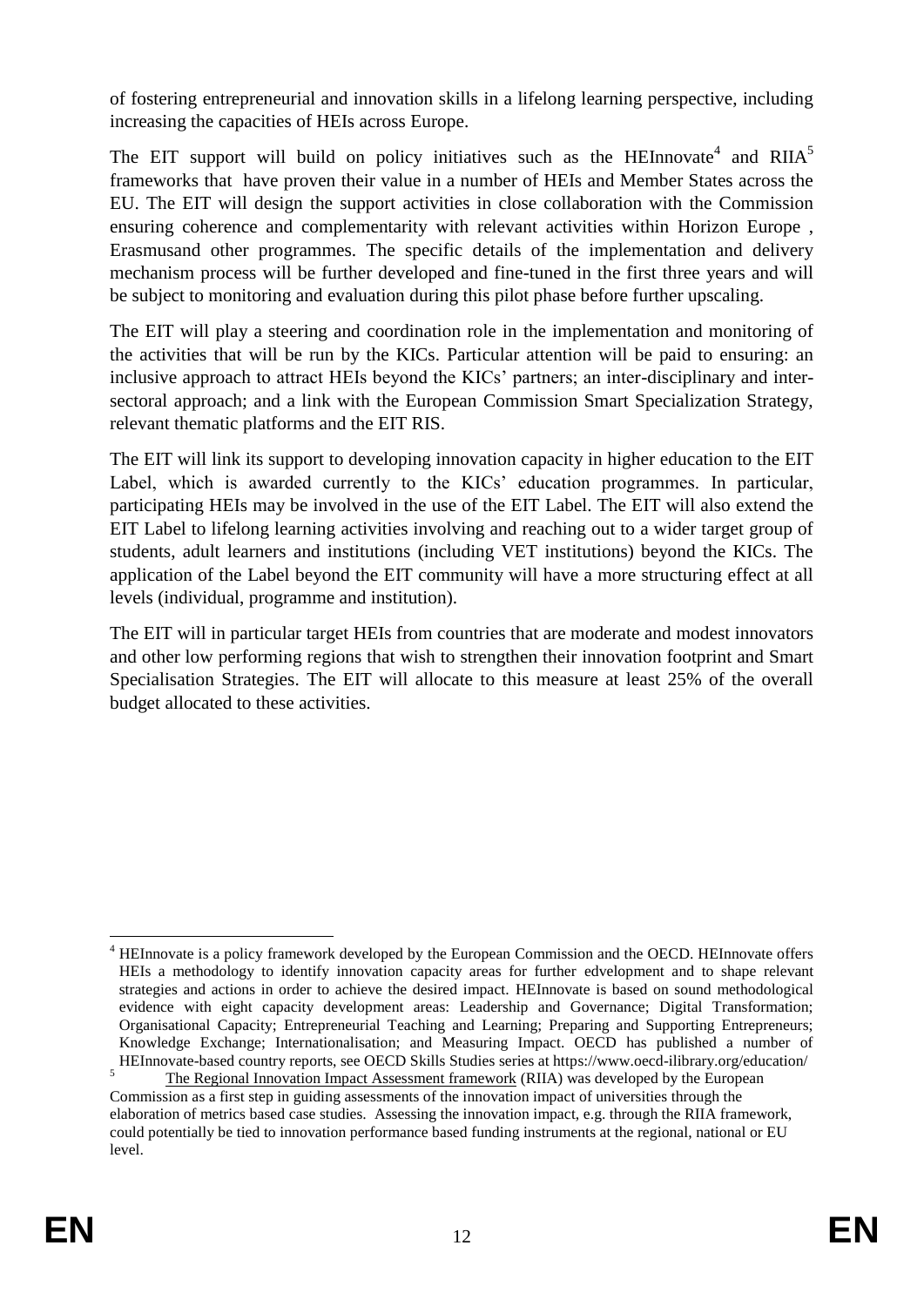of fostering entrepreneurial and innovation skills in a lifelong learning perspective, including increasing the capacities of HEIs across Europe.

The EIT support will build on policy initiatives such as the HEInnovate[4] and RIIA[5] frameworks that have proven their value in a number of HEIs and Member States across the EU. The EIT will design the support activities in close collaboration with the Commission ensuring coherence and complementarity with relevant activities within Horizon Europe , Erasmusand other programmes. The specific details of the implementation and delivery mechanism process will be further developed and fine-tuned in the first three years and will be subject to monitoring and evaluation during this pilot phase before further upscaling.

The EIT will play a steering and coordination role in the implementation and monitoring of the activities that will be run by the KICs. Particular attention will be paid to ensuring: an inclusive approach to attract HEIs beyond the KICs' partners; an inter-disciplinary and inter-sectoral approach; and a link with the European Commission Smart Specialization Strategy, relevant thematic platforms and the EIT RIS.

The EIT will link its support to developing innovation capacity in higher education to the EIT Label, which is awarded currently to the KICs' education programmes. In particular, participating HEIs may be involved in the use of the EIT Label. The EIT will also extend the EIT Label to lifelong learning activities involving and reaching out to a wider target group of students, adult learners and institutions (including VET institutions) beyond the KICs. The application of the Label beyond the EIT community will have a more structuring effect at all levels (individual, programme and institution).

The EIT will in particular target HEIs from countries that are moderate and modest innovators and other low performing regions that wish to strengthen their innovation footprint and Smart Specialisation Strategies. The EIT will allocate to this measure at least 25% of the overall budget allocated to these activities.

---

[4] HEInnovate is a policy framework developed by the European Commission and the OECD. HEInnovate offers HEIs a methodology to identify innovation capacity areas for further edvelopment and to shape relevant strategies and actions in order to achieve the desired impact. HEInnovate is based on sound methodological evidence with eight capacity development areas: Leadership and Governance; Digital Transformation; Organisational Capacity; Entrepreneurial Teaching and Learning; Preparing and Supporting Entrepreneurs; Knowledge Exchange; Internationalisation; and Measuring Impact. OECD has published a number of HEInnovate-based country reports, see OECD Skills Studies series at https://www.oecd-ilibrary.org/education/

[5] The Regional Innovation Impact Assessment framework (RIIA) was developed by the European Commission as a first step in guiding assessments of the innovation impact of universities through the elaboration of metrics based case studies. Assessing the innovation impact, e.g. through the RIIA framework, could potentially be tied to innovation performance based funding instruments at the regional, national or EU level.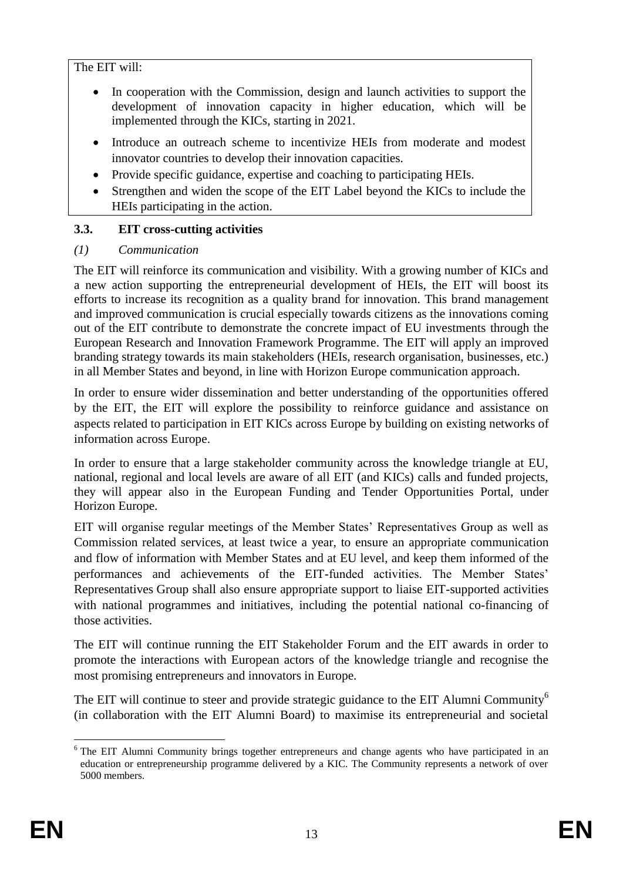The EIT will:

- In cooperation with the Commission, design and launch activities to support the development of innovation capacity in higher education, which will be implemented through the KICs, starting in 2021.
- Introduce an outreach scheme to incentivize HEIs from moderate and modest innovator countries to develop their innovation capacities.
- Provide specific guidance, expertise and coaching to participating HEIs.
- Strengthen and widen the scope of the EIT Label beyond the KICs to include the HEIs participating in the action.

### 3.3. EIT cross-cutting activities

*(1) Communication*

The EIT will reinforce its communication and visibility. With a growing number of KICs and a new action supporting the entrepreneurial development of HEIs, the EIT will boost its efforts to increase its recognition as a quality brand for innovation. This brand management and improved communication is crucial especially towards citizens as the innovations coming out of the EIT contribute to demonstrate the concrete impact of EU investments through the European Research and Innovation Framework Programme. The EIT will apply an improved branding strategy towards its main stakeholders (HEIs, research organisation, businesses, etc.) in all Member States and beyond, in line with Horizon Europe communication approach.

In order to ensure wider dissemination and better understanding of the opportunities offered by the EIT, the EIT will explore the possibility to reinforce guidance and assistance on aspects related to participation in EIT KICs across Europe by building on existing networks of information across Europe.

In order to ensure that a large stakeholder community across the knowledge triangle at EU, national, regional and local levels are aware of all EIT (and KICs) calls and funded projects, they will appear also in the European Funding and Tender Opportunities Portal, under Horizon Europe.

EIT will organise regular meetings of the Member States' Representatives Group as well as Commission related services, at least twice a year, to ensure an appropriate communication and flow of information with Member States and at EU level, and keep them informed of the performances and achievements of the EIT-funded activities. The Member States' Representatives Group shall also ensure appropriate support to liaise EIT-supported activities with national programmes and initiatives, including the potential national co-financing of those activities.

The EIT will continue running the EIT Stakeholder Forum and the EIT awards in order to promote the interactions with European actors of the knowledge triangle and recognise the most promising entrepreneurs and innovators in Europe.

The EIT will continue to steer and provide strategic guidance to the EIT Alumni Community[6] (in collaboration with the EIT Alumni Board) to maximise its entrepreneurial and societal

[6] The EIT Alumni Community brings together entrepreneurs and change agents who have participated in an education or entrepreneurship programme delivered by a KIC. The Community represents a network of over 5000 members.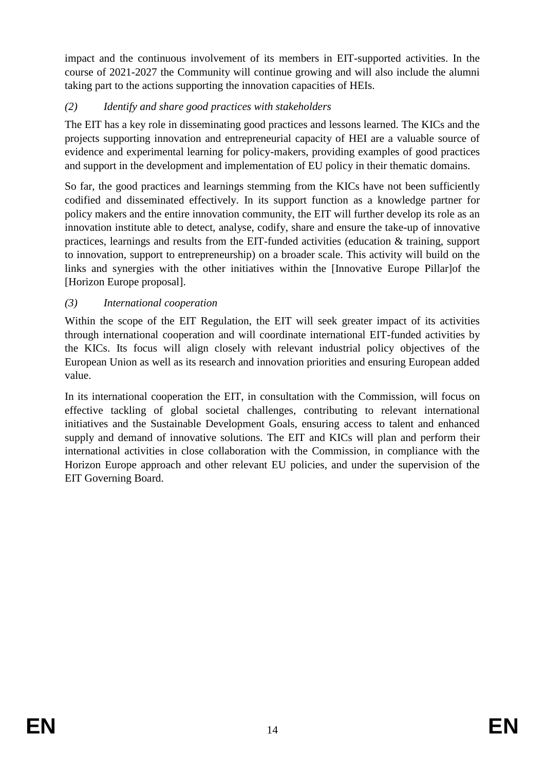impact and the continuous involvement of its members in EIT-supported activities. In the course of 2021-2027 the Community will continue growing and will also include the alumni taking part to the actions supporting the innovation capacities of HEIs.

*(2) Identify and share good practices with stakeholders*

The EIT has a key role in disseminating good practices and lessons learned. The KICs and the projects supporting innovation and entrepreneurial capacity of HEI are a valuable source of evidence and experimental learning for policy-makers, providing examples of good practices and support in the development and implementation of EU policy in their thematic domains.

So far, the good practices and learnings stemming from the KICs have not been sufficiently codified and disseminated effectively. In its support function as a knowledge partner for policy makers and the entire innovation community, the EIT will further develop its role as an innovation institute able to detect, analyse, codify, share and ensure the take-up of innovative practices, learnings and results from the EIT-funded activities (education & training, support to innovation, support to entrepreneurship) on a broader scale. This activity will build on the links and synergies with the other initiatives within the [Innovative Europe Pillar]of the [Horizon Europe proposal].

*(3) International cooperation*

Within the scope of the EIT Regulation, the EIT will seek greater impact of its activities through international cooperation and will coordinate international EIT-funded activities by the KICs. Its focus will align closely with relevant industrial policy objectives of the European Union as well as its research and innovation priorities and ensuring European added value.

In its international cooperation the EIT, in consultation with the Commission, will focus on effective tackling of global societal challenges, contributing to relevant international initiatives and the Sustainable Development Goals, ensuring access to talent and enhanced supply and demand of innovative solutions. The EIT and KICs will plan and perform their international activities in close collaboration with the Commission, in compliance with the Horizon Europe approach and other relevant EU policies, and under the supervision of the EIT Governing Board.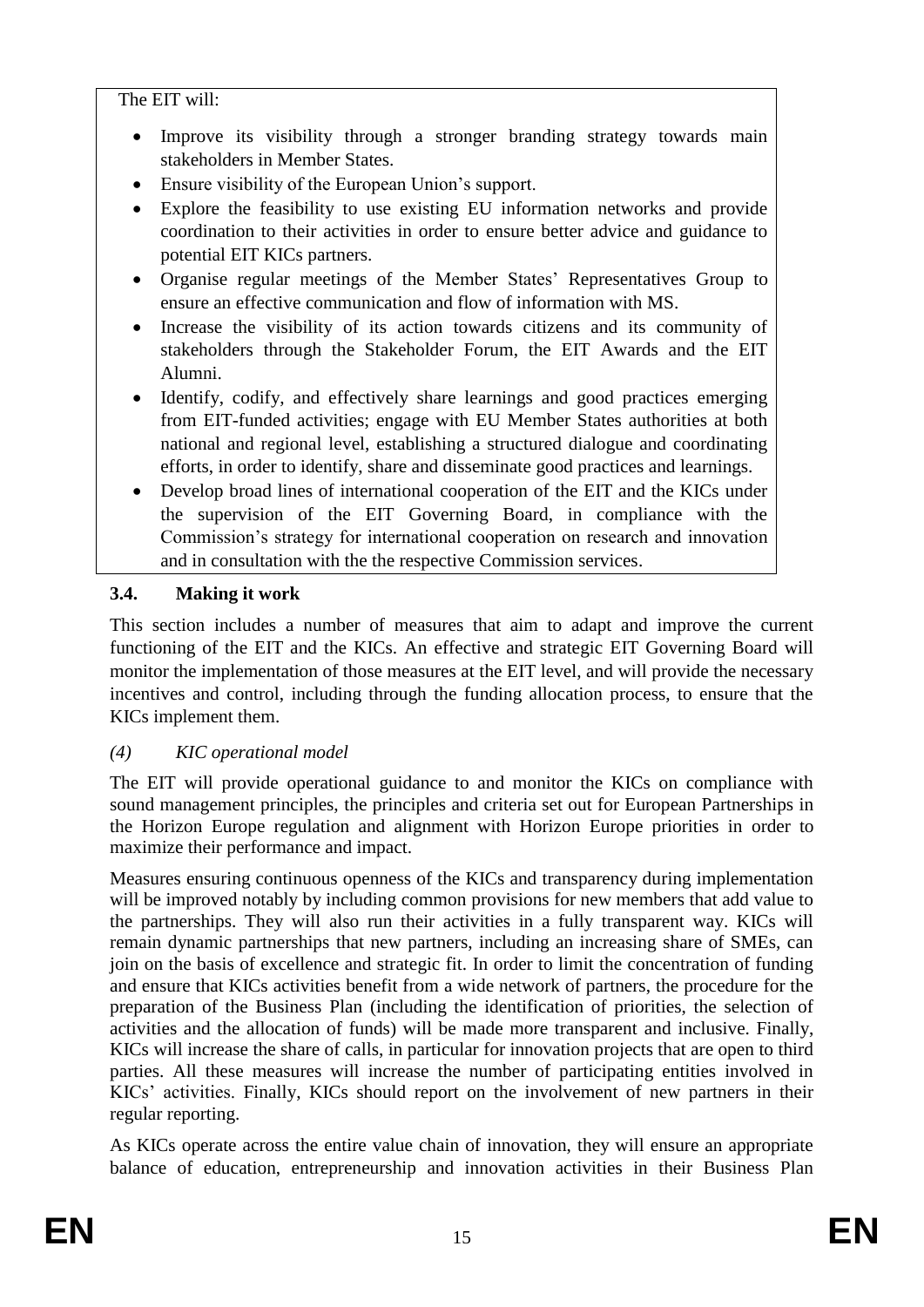The EIT will:

- Improve its visibility through a stronger branding strategy towards main stakeholders in Member States.
- Ensure visibility of the European Union's support.
- Explore the feasibility to use existing EU information networks and provide coordination to their activities in order to ensure better advice and guidance to potential EIT KICs partners.
- Organise regular meetings of the Member States' Representatives Group to ensure an effective communication and flow of information with MS.
- Increase the visibility of its action towards citizens and its community of stakeholders through the Stakeholder Forum, the EIT Awards and the EIT Alumni.
- Identify, codify, and effectively share learnings and good practices emerging from EIT-funded activities; engage with EU Member States authorities at both national and regional level, establishing a structured dialogue and coordinating efforts, in order to identify, share and disseminate good practices and learnings.
- Develop broad lines of international cooperation of the EIT and the KICs under the supervision of the EIT Governing Board, in compliance with the Commission's strategy for international cooperation on research and innovation and in consultation with the the respective Commission services.

### 3.4. Making it work

This section includes a number of measures that aim to adapt and improve the current functioning of the EIT and the KICs. An effective and strategic EIT Governing Board will monitor the implementation of those measures at the EIT level, and will provide the necessary incentives and control, including through the funding allocation process, to ensure that the KICs implement them.

*(4) KIC operational model*

The EIT will provide operational guidance to and monitor the KICs on compliance with sound management principles, the principles and criteria set out for European Partnerships in the Horizon Europe regulation and alignment with Horizon Europe priorities in order to maximize their performance and impact.

Measures ensuring continuous openness of the KICs and transparency during implementation will be improved notably by including common provisions for new members that add value to the partnerships. They will also run their activities in a fully transparent way. KICs will remain dynamic partnerships that new partners, including an increasing share of SMEs, can join on the basis of excellence and strategic fit. In order to limit the concentration of funding and ensure that KICs activities benefit from a wide network of partners, the procedure for the preparation of the Business Plan (including the identification of priorities, the selection of activities and the allocation of funds) will be made more transparent and inclusive. Finally, KICs will increase the share of calls, in particular for innovation projects that are open to third parties. All these measures will increase the number of participating entities involved in KICs' activities. Finally, KICs should report on the involvement of new partners in their regular reporting.

As KICs operate across the entire value chain of innovation, they will ensure an appropriate balance of education, entrepreneurship and innovation activities in their Business Plan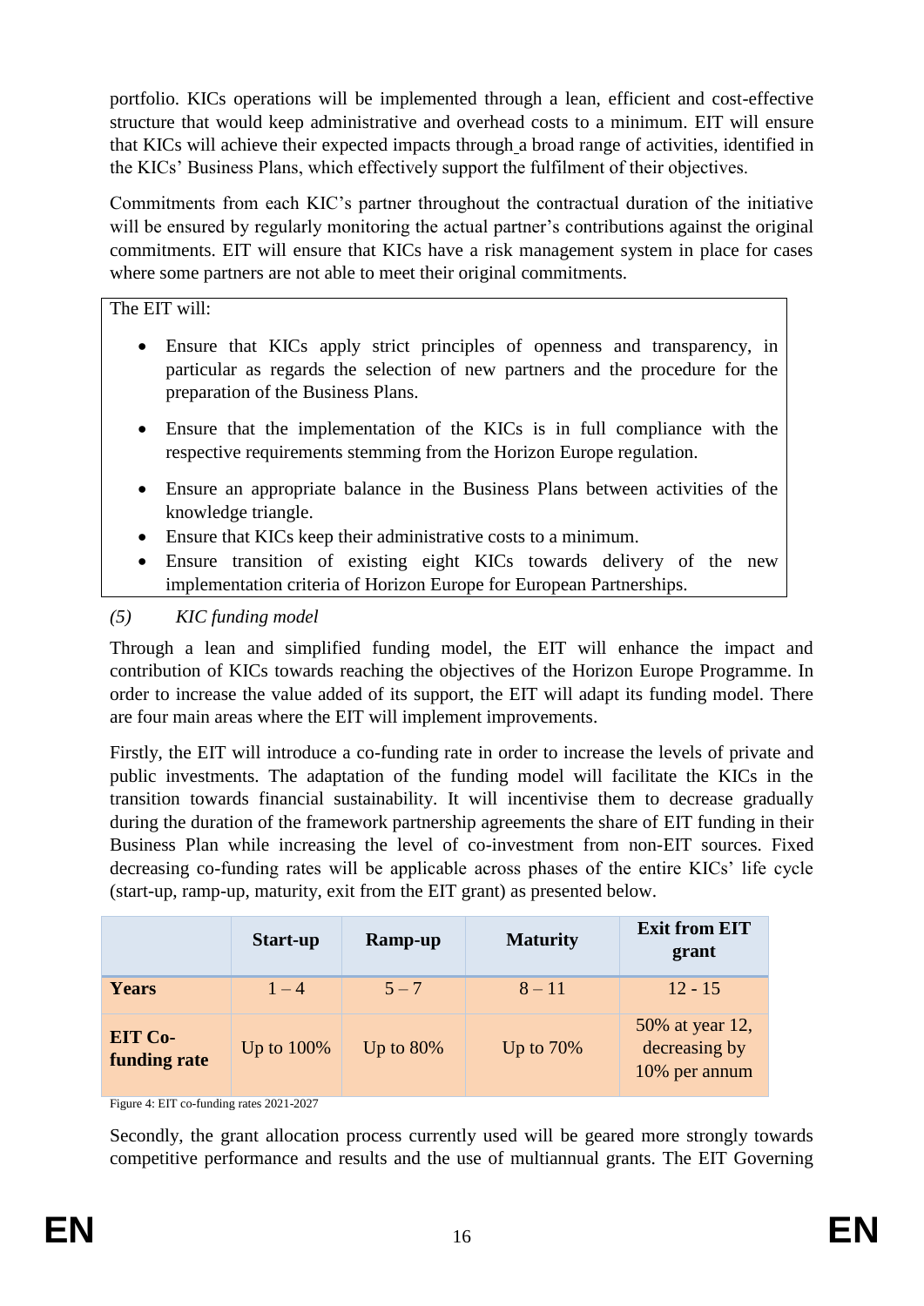portfolio. KICs operations will be implemented through a lean, efficient and cost-effective structure that would keep administrative and overhead costs to a minimum. EIT will ensure that KICs will achieve their expected impacts through a broad range of activities, identified in the KICs' Business Plans, which effectively support the fulfilment of their objectives.

Commitments from each KIC's partner throughout the contractual duration of the initiative will be ensured by regularly monitoring the actual partner's contributions against the original commitments. EIT will ensure that KICs have a risk management system in place for cases where some partners are not able to meet their original commitments.

The EIT will:

- Ensure that KICs apply strict principles of openness and transparency, in particular as regards the selection of new partners and the procedure for the preparation of the Business Plans.
- Ensure that the implementation of the KICs is in full compliance with the respective requirements stemming from the Horizon Europe regulation.
- Ensure an appropriate balance in the Business Plans between activities of the knowledge triangle.
- Ensure that KICs keep their administrative costs to a minimum.
- Ensure transition of existing eight KICs towards delivery of the new implementation criteria of Horizon Europe for European Partnerships.

*(5) KIC funding model*

Through a lean and simplified funding model, the EIT will enhance the impact and contribution of KICs towards reaching the objectives of the Horizon Europe Programme. In order to increase the value added of its support, the EIT will adapt its funding model. There are four main areas where the EIT will implement improvements.

Firstly, the EIT will introduce a co-funding rate in order to increase the levels of private and public investments. The adaptation of the funding model will facilitate the KICs in the transition towards financial sustainability. It will incentivise them to decrease gradually during the duration of the framework partnership agreements the share of EIT funding in their Business Plan while increasing the level of co-investment from non-EIT sources. Fixed decreasing co-funding rates will be applicable across phases of the entire KICs' life cycle (start-up, ramp-up, maturity, exit from the EIT grant) as presented below.

| | **Start-up** | **Ramp-up** | **Maturity** | **Exit from EIT grant** |
|---|---|---|---|---|
| **Years** | 1 – 4 | 5 – 7 | 8 – 11 | 12 - 15 |
| **EIT Co-funding rate** | Up to 100% | Up to 80% | Up to 70% | 50% at year 12, decreasing by 10% per annum |

Figure 4: EIT co-funding rates 2021-2027

Secondly, the grant allocation process currently used will be geared more strongly towards competitive performance and results and the use of multiannual grants. The EIT Governing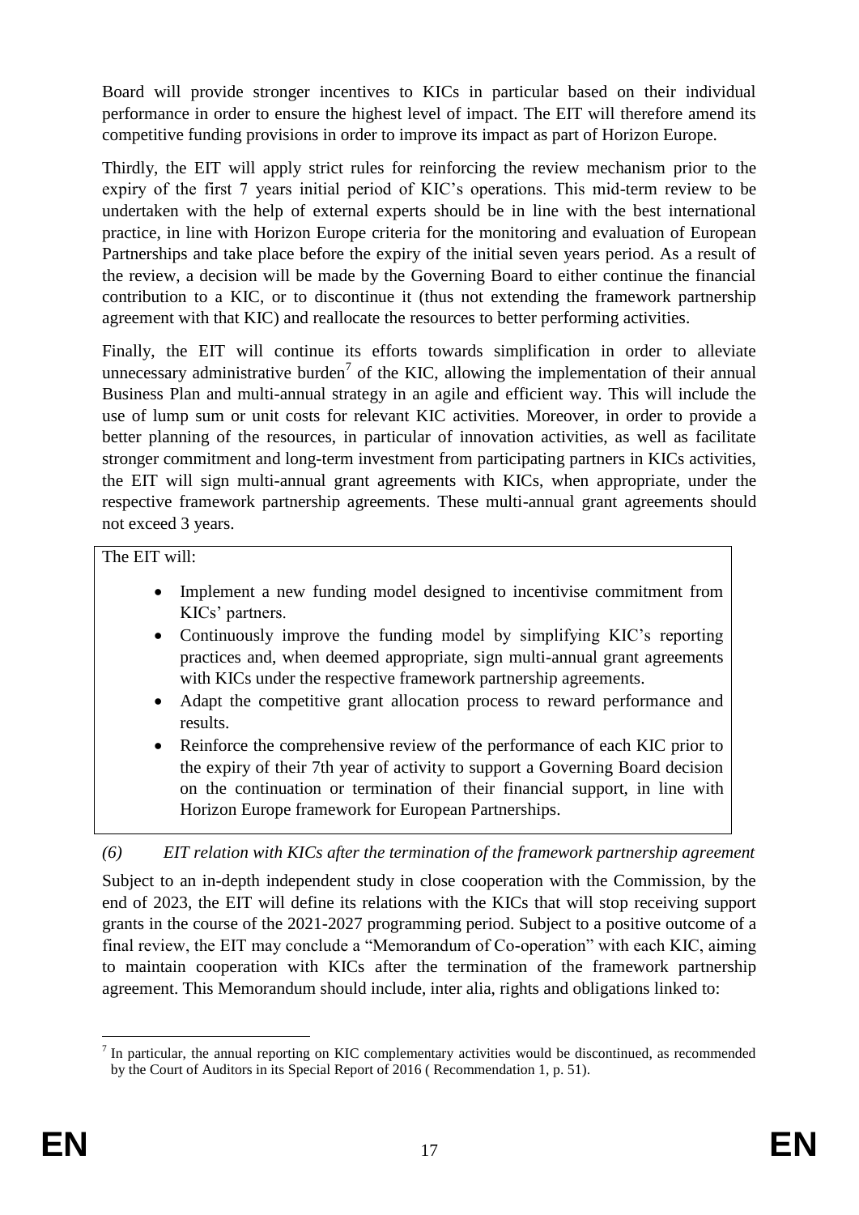Board will provide stronger incentives to KICs in particular based on their individual performance in order to ensure the highest level of impact. The EIT will therefore amend its competitive funding provisions in order to improve its impact as part of Horizon Europe.

Thirdly, the EIT will apply strict rules for reinforcing the review mechanism prior to the expiry of the first 7 years initial period of KIC's operations. This mid-term review to be undertaken with the help of external experts should be in line with the best international practice, in line with Horizon Europe criteria for the monitoring and evaluation of European Partnerships and take place before the expiry of the initial seven years period. As a result of the review, a decision will be made by the Governing Board to either continue the financial contribution to a KIC, or to discontinue it (thus not extending the framework partnership agreement with that KIC) and reallocate the resources to better performing activities.

Finally, the EIT will continue its efforts towards simplification in order to alleviate unnecessary administrative burden[7] of the KIC, allowing the implementation of their annual Business Plan and multi-annual strategy in an agile and efficient way. This will include the use of lump sum or unit costs for relevant KIC activities. Moreover, in order to provide a better planning of the resources, in particular of innovation activities, as well as facilitate stronger commitment and long-term investment from participating partners in KICs activities, the EIT will sign multi-annual grant agreements with KICs, when appropriate, under the respective framework partnership agreements. These multi-annual grant agreements should not exceed 3 years.

The EIT will:

- Implement a new funding model designed to incentivise commitment from KICs' partners.
- Continuously improve the funding model by simplifying KIC's reporting practices and, when deemed appropriate, sign multi-annual grant agreements with KICs under the respective framework partnership agreements.
- Adapt the competitive grant allocation process to reward performance and results.
- Reinforce the comprehensive review of the performance of each KIC prior to the expiry of their 7th year of activity to support a Governing Board decision on the continuation or termination of their financial support, in line with Horizon Europe framework for European Partnerships.

*(6) EIT relation with KICs after the termination of the framework partnership agreement*

Subject to an in-depth independent study in close cooperation with the Commission, by the end of 2023, the EIT will define its relations with the KICs that will stop receiving support grants in the course of the 2021-2027 programming period. Subject to a positive outcome of a final review, the EIT may conclude a "Memorandum of Co-operation" with each KIC, aiming to maintain cooperation with KICs after the termination of the framework partnership agreement. This Memorandum should include, inter alia, rights and obligations linked to:

[7] In particular, the annual reporting on KIC complementary activities would be discontinued, as recommended by the Court of Auditors in its Special Report of 2016 ( Recommendation 1, p. 51).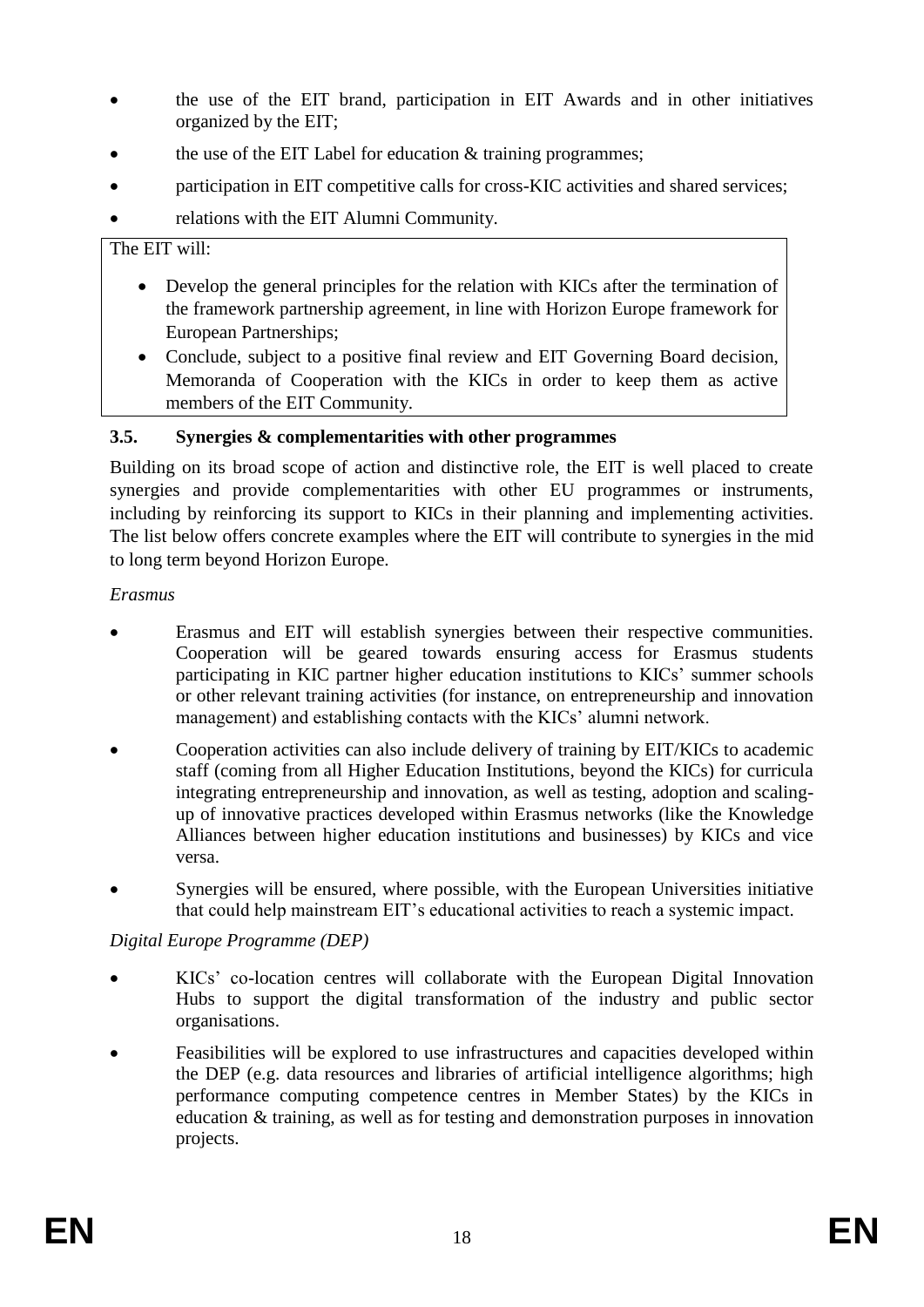- the use of the EIT brand, participation in EIT Awards and in other initiatives organized by the EIT;
- the use of the EIT Label for education & training programmes;
- participation in EIT competitive calls for cross-KIC activities and shared services;
- relations with the EIT Alumni Community.

The EIT will:

- Develop the general principles for the relation with KICs after the termination of the framework partnership agreement, in line with Horizon Europe framework for European Partnerships;
- Conclude, subject to a positive final review and EIT Governing Board decision, Memoranda of Cooperation with the KICs in order to keep them as active members of the EIT Community.

### 3.5. Synergies & complementarities with other programmes

Building on its broad scope of action and distinctive role, the EIT is well placed to create synergies and provide complementarities with other EU programmes or instruments, including by reinforcing its support to KICs in their planning and implementing activities. The list below offers concrete examples where the EIT will contribute to synergies in the mid to long term beyond Horizon Europe.

*Erasmus*

- Erasmus and EIT will establish synergies between their respective communities. Cooperation will be geared towards ensuring access for Erasmus students participating in KIC partner higher education institutions to KICs' summer schools or other relevant training activities (for instance, on entrepreneurship and innovation management) and establishing contacts with the KICs' alumni network.
- Cooperation activities can also include delivery of training by EIT/KICs to academic staff (coming from all Higher Education Institutions, beyond the KICs) for curricula integrating entrepreneurship and innovation, as well as testing, adoption and scaling-up of innovative practices developed within Erasmus networks (like the Knowledge Alliances between higher education institutions and businesses) by KICs and vice versa.
- Synergies will be ensured, where possible, with the European Universities initiative that could help mainstream EIT's educational activities to reach a systemic impact.

*Digital Europe Programme (DEP)*

- KICs' co-location centres will collaborate with the European Digital Innovation Hubs to support the digital transformation of the industry and public sector organisations.
- Feasibilities will be explored to use infrastructures and capacities developed within the DEP (e.g. data resources and libraries of artificial intelligence algorithms; high performance computing competence centres in Member States) by the KICs in education & training, as well as for testing and demonstration purposes in innovation projects.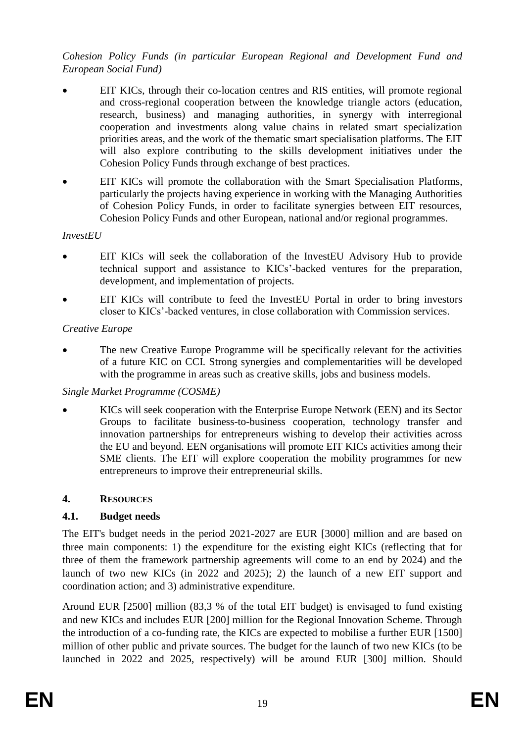*Cohesion Policy Funds (in particular European Regional and Development Fund and European Social Fund)*

- EIT KICs, through their co-location centres and RIS entities, will promote regional and cross-regional cooperation between the knowledge triangle actors (education, research, business) and managing authorities, in synergy with interregional cooperation and investments along value chains in related smart specialization priorities areas, and the work of the thematic smart specialisation platforms. The EIT will also explore contributing to the skills development initiatives under the Cohesion Policy Funds through exchange of best practices.
- EIT KICs will promote the collaboration with the Smart Specialisation Platforms, particularly the projects having experience in working with the Managing Authorities of Cohesion Policy Funds, in order to facilitate synergies between EIT resources, Cohesion Policy Funds and other European, national and/or regional programmes.

*InvestEU*

- EIT KICs will seek the collaboration of the InvestEU Advisory Hub to provide technical support and assistance to KICs'-backed ventures for the preparation, development, and implementation of projects.
- EIT KICs will contribute to feed the InvestEU Portal in order to bring investors closer to KICs'-backed ventures, in close collaboration with Commission services.

*Creative Europe*

- The new Creative Europe Programme will be specifically relevant for the activities of a future KIC on CCI. Strong synergies and complementarities will be developed with the programme in areas such as creative skills, jobs and business models.

*Single Market Programme (COSME)*

- KICs will seek cooperation with the Enterprise Europe Network (EEN) and its Sector Groups to facilitate business-to-business cooperation, technology transfer and innovation partnerships for entrepreneurs wishing to develop their activities across the EU and beyond. EEN organisations will promote EIT KICs activities among their SME clients. The EIT will explore cooperation the mobility programmes for new entrepreneurs to improve their entrepreneurial skills.

## 4. RESOURCES

### 4.1. Budget needs

The EIT's budget needs in the period 2021-2027 are EUR [3000] million and are based on three main components: 1) the expenditure for the existing eight KICs (reflecting that for three of them the framework partnership agreements will come to an end by 2024) and the launch of two new KICs (in 2022 and 2025); 2) the launch of a new EIT support and coordination action; and 3) administrative expenditure.

Around EUR [2500] million (83,3 % of the total EIT budget) is envisaged to fund existing and new KICs and includes EUR [200] million for the Regional Innovation Scheme. Through the introduction of a co-funding rate, the KICs are expected to mobilise a further EUR [1500] million of other public and private sources. The budget for the launch of two new KICs (to be launched in 2022 and 2025, respectively) will be around EUR [300] million. Should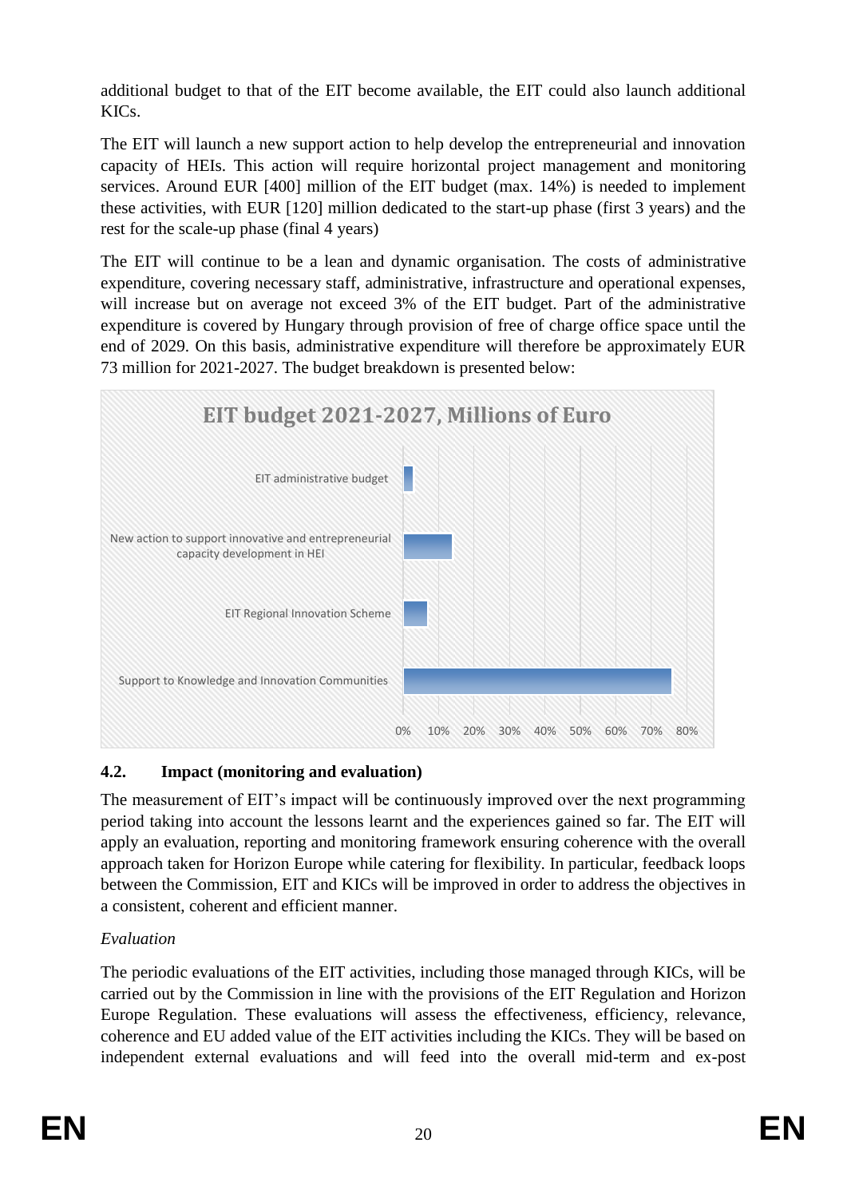additional budget to that of the EIT become available, the EIT could also launch additional KICs.

The EIT will launch a new support action to help develop the entrepreneurial and innovation capacity of HEIs. This action will require horizontal project management and monitoring services. Around EUR [400] million of the EIT budget (max. 14%) is needed to implement these activities, with EUR [120] million dedicated to the start-up phase (first 3 years) and the rest for the scale-up phase (final 4 years)

The EIT will continue to be a lean and dynamic organisation. The costs of administrative expenditure, covering necessary staff, administrative, infrastructure and operational expenses, will increase but on average not exceed 3% of the EIT budget. Part of the administrative expenditure is covered by Hungary through provision of free of charge office space until the end of 2029. On this basis, administrative expenditure will therefore be approximately EUR 73 million for 2021-2027. The budget breakdown is presented below:

**EIT budget 2021-2027, Millions of Euro**

| Category | Share (approx.) |
|---|---|
| EIT administrative budget | ~3% |
| New action to support innovative and entrepreneurial capacity development in HEI | ~14% |
| EIT Regional Innovation Scheme | ~7% |
| Support to Knowledge and Innovation Communities | ~76% |

## 4.2. Impact (monitoring and evaluation)

The measurement of EIT's impact will be continuously improved over the next programming period taking into account the lessons learnt and the experiences gained so far. The EIT will apply an evaluation, reporting and monitoring framework ensuring coherence with the overall approach taken for Horizon Europe while catering for flexibility. In particular, feedback loops between the Commission, EIT and KICs will be improved in order to address the objectives in a consistent, coherent and efficient manner.

*Evaluation*

The periodic evaluations of the EIT activities, including those managed through KICs, will be carried out by the Commission in line with the provisions of the EIT Regulation and Horizon Europe Regulation. These evaluations will assess the effectiveness, efficiency, relevance, coherence and EU added value of the EIT activities including the KICs. They will be based on independent external evaluations and will feed into the overall mid-term and ex-post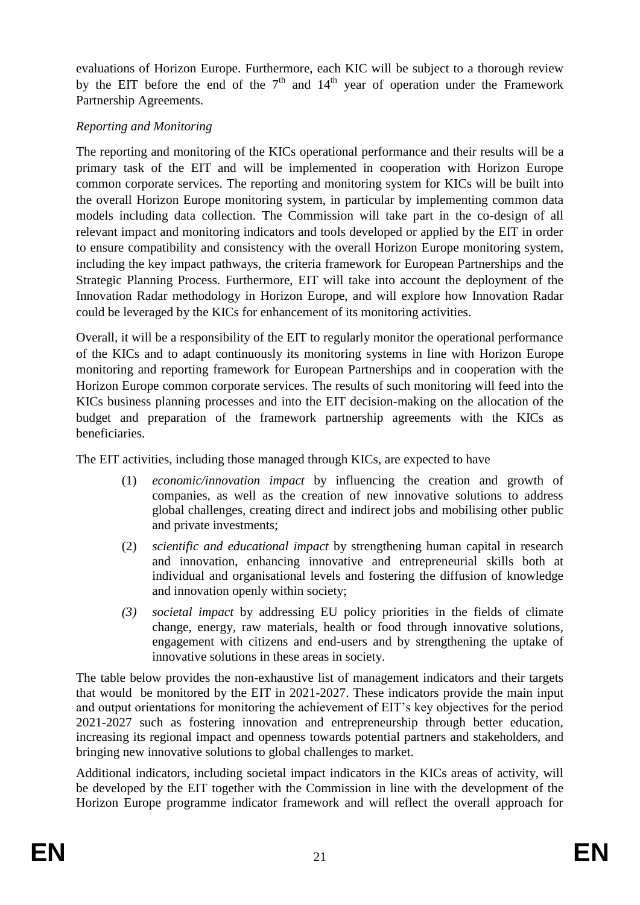evaluations of Horizon Europe. Furthermore, each KIC will be subject to a thorough review by the EIT before the end of the 7th and 14th year of operation under the Framework Partnership Agreements.

*Reporting and Monitoring*

The reporting and monitoring of the KICs operational performance and their results will be a primary task of the EIT and will be implemented in cooperation with Horizon Europe common corporate services. The reporting and monitoring system for KICs will be built into the overall Horizon Europe monitoring system, in particular by implementing common data models including data collection. The Commission will take part in the co-design of all relevant impact and monitoring indicators and tools developed or applied by the EIT in order to ensure compatibility and consistency with the overall Horizon Europe monitoring system, including the key impact pathways, the criteria framework for European Partnerships and the Strategic Planning Process. Furthermore, EIT will take into account the deployment of the Innovation Radar methodology in Horizon Europe, and will explore how Innovation Radar could be leveraged by the KICs for enhancement of its monitoring activities.

Overall, it will be a responsibility of the EIT to regularly monitor the operational performance of the KICs and to adapt continuously its monitoring systems in line with Horizon Europe monitoring and reporting framework for European Partnerships and in cooperation with the Horizon Europe common corporate services. The results of such monitoring will feed into the KICs business planning processes and into the EIT decision-making on the allocation of the budget and preparation of the framework partnership agreements with the KICs as beneficiaries.

The EIT activities, including those managed through KICs, are expected to have

(1) *economic/innovation impact* by influencing the creation and growth of companies, as well as the creation of new innovative solutions to address global challenges, creating direct and indirect jobs and mobilising other public and private investments;

(2) *scientific and educational impact* by strengthening human capital in research and innovation, enhancing innovative and entrepreneurial skills both at individual and organisational levels and fostering the diffusion of knowledge and innovation openly within society;

*(3)* *societal impact* by addressing EU policy priorities in the fields of climate change, energy, raw materials, health or food through innovative solutions, engagement with citizens and end-users and by strengthening the uptake of innovative solutions in these areas in society.

The table below provides the non-exhaustive list of management indicators and their targets that would be monitored by the EIT in 2021-2027. These indicators provide the main input and output orientations for monitoring the achievement of EIT's key objectives for the period 2021-2027 such as fostering innovation and entrepreneurship through better education, increasing its regional impact and openness towards potential partners and stakeholders, and bringing new innovative solutions to global challenges to market.

Additional indicators, including societal impact indicators in the KICs areas of activity, will be developed by the EIT together with the Commission in line with the development of the Horizon Europe programme indicator framework and will reflect the overall approach for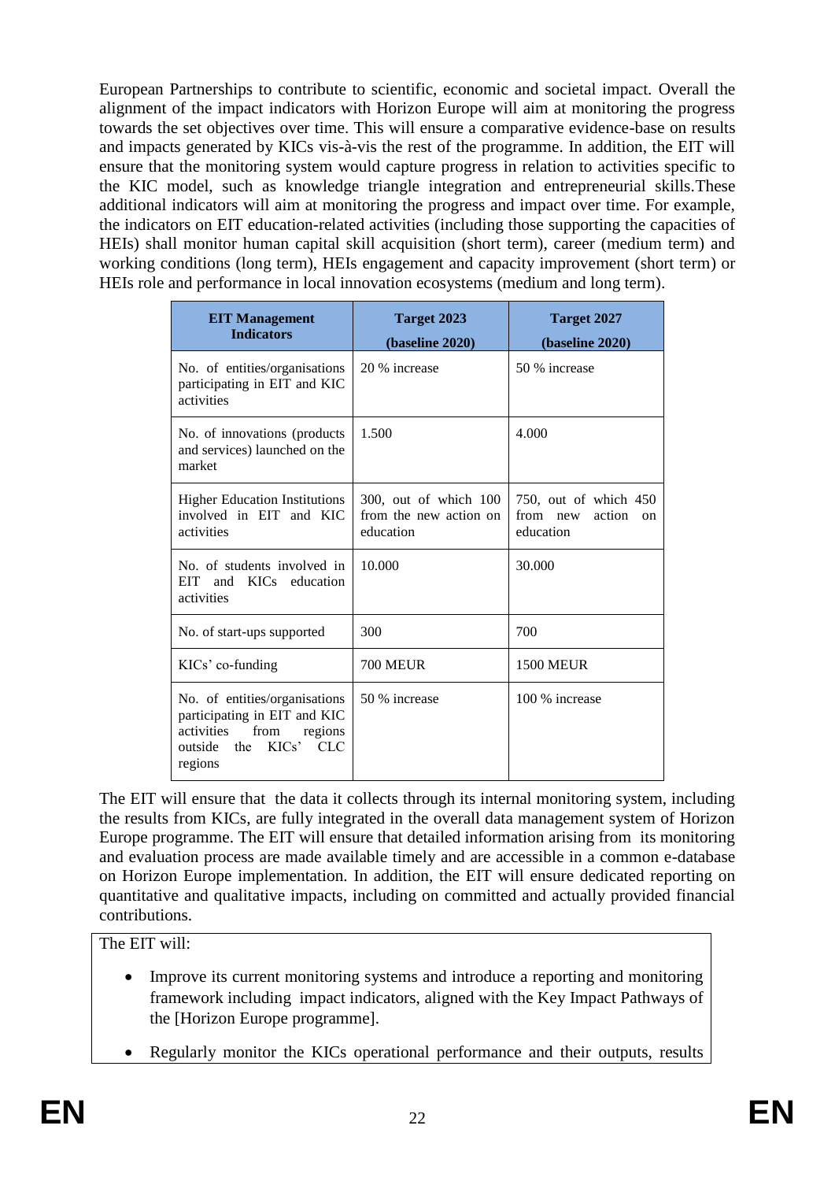European Partnerships to contribute to scientific, economic and societal impact. Overall the alignment of the impact indicators with Horizon Europe will aim at monitoring the progress towards the set objectives over time. This will ensure a comparative evidence-base on results and impacts generated by KICs vis-à-vis the rest of the programme. In addition, the EIT will ensure that the monitoring system would capture progress in relation to activities specific to the KIC model, such as knowledge triangle integration and entrepreneurial skills.These additional indicators will aim at monitoring the progress and impact over time. For example, the indicators on EIT education-related activities (including those supporting the capacities of HEIs) shall monitor human capital skill acquisition (short term), career (medium term) and working conditions (long term), HEIs engagement and capacity improvement (short term) or HEIs role and performance in local innovation ecosystems (medium and long term).

| EIT Management Indicators | Target 2023 (baseline 2020) | Target 2027 (baseline 2020) |
|---|---|---|
| No. of entities/organisations participating in EIT and KIC activities | 20 % increase | 50 % increase |
| No. of innovations (products and services) launched on the market | 1.500 | 4.000 |
| Higher Education Institutions involved in EIT and KIC activities | 300, out of which 100 from the new action on education | 750, out of which 450 from new action on education |
| No. of students involved in EIT and KICs education activities | 10.000 | 30.000 |
| No. of start-ups supported | 300 | 700 |
| KICs' co-funding | 700 MEUR | 1500 MEUR |
| No. of entities/organisations participating in EIT and KIC activities from regions outside the KICs' CLC regions | 50 % increase | 100 % increase |

The EIT will ensure that the data it collects through its internal monitoring system, including the results from KICs, are fully integrated in the overall data management system of Horizon Europe programme. The EIT will ensure that detailed information arising from its monitoring and evaluation process are made available timely and are accessible in a common e-database on Horizon Europe implementation. In addition, the EIT will ensure dedicated reporting on quantitative and qualitative impacts, including on committed and actually provided financial contributions.

The EIT will:

- Improve its current monitoring systems and introduce a reporting and monitoring framework including impact indicators, aligned with the Key Impact Pathways of the [Horizon Europe programme].
- Regularly monitor the KICs operational performance and their outputs, results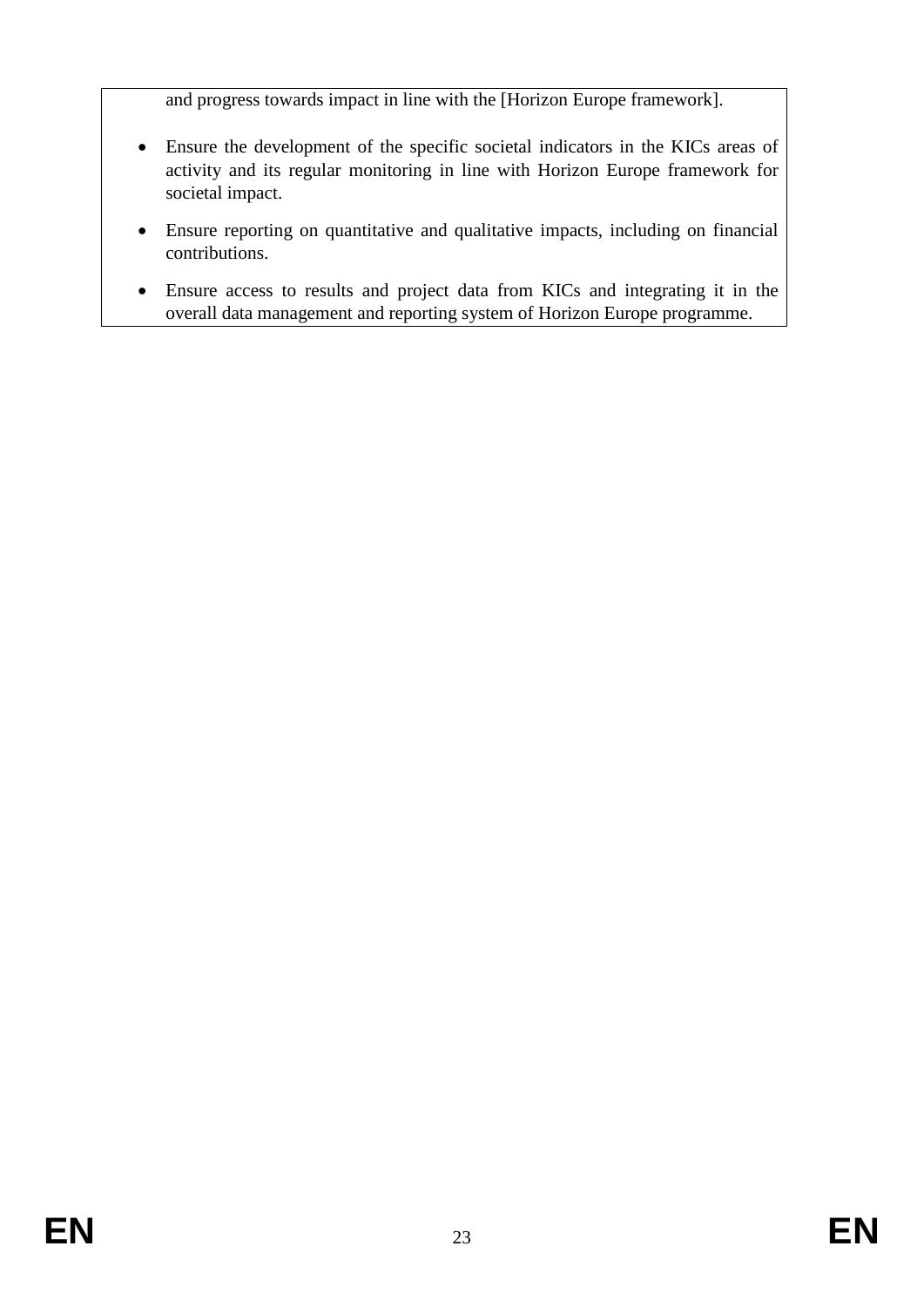and progress towards impact in line with the [Horizon Europe framework].

- Ensure the development of the specific societal indicators in the KICs areas of activity and its regular monitoring in line with Horizon Europe framework for societal impact.
- Ensure reporting on quantitative and qualitative impacts, including on financial contributions.
- Ensure access to results and project data from KICs and integrating it in the overall data management and reporting system of Horizon Europe programme.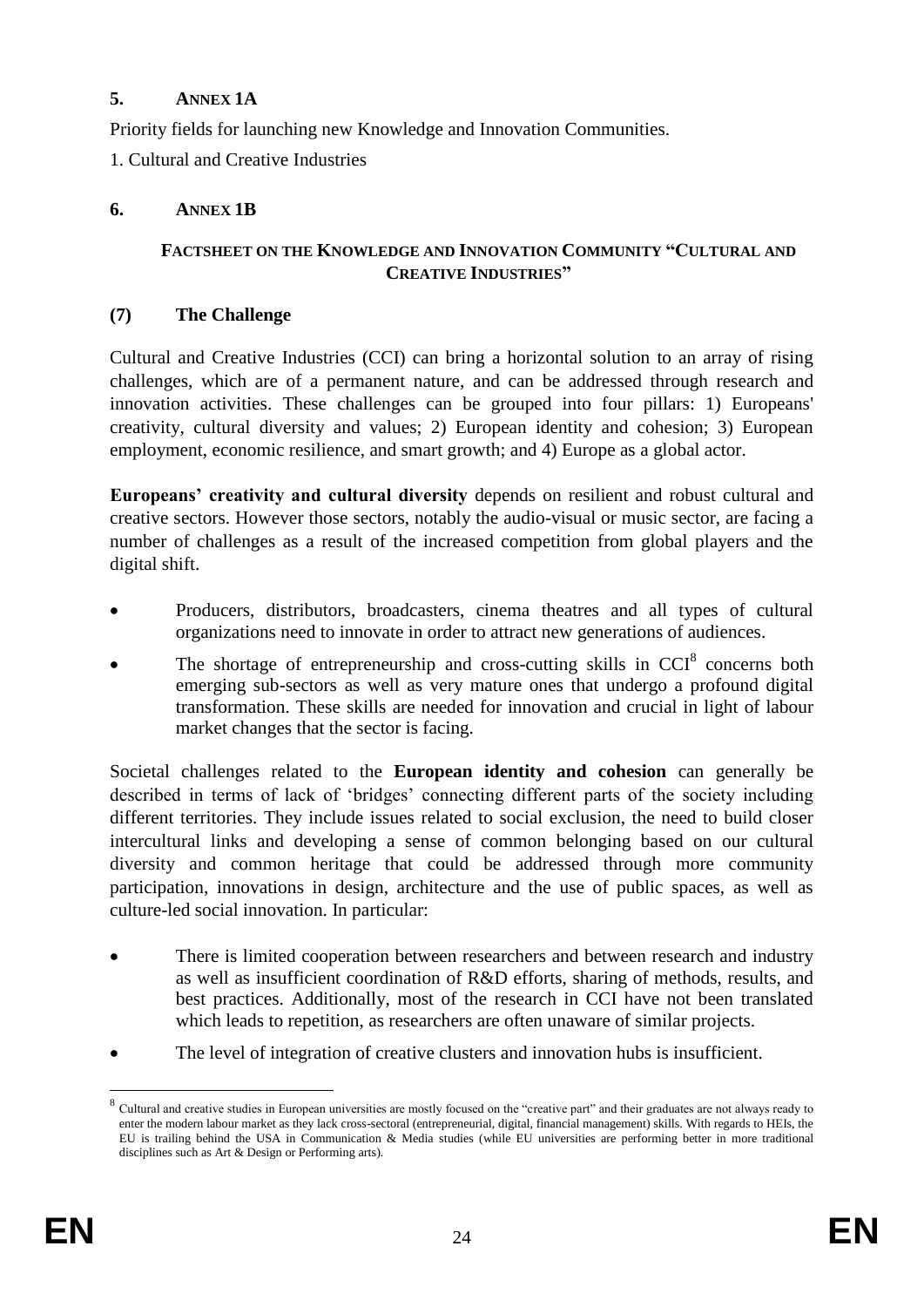## 5. ANNEX 1A

Priority fields for launching new Knowledge and Innovation Communities.

1. Cultural and Creative Industries

## 6. ANNEX 1B

### FACTSHEET ON THE KNOWLEDGE AND INNOVATION COMMUNITY "CULTURAL AND CREATIVE INDUSTRIES"

### (7) The Challenge

Cultural and Creative Industries (CCI) can bring a horizontal solution to an array of rising challenges, which are of a permanent nature, and can be addressed through research and innovation activities. These challenges can be grouped into four pillars: 1) Europeans' creativity, cultural diversity and values; 2) European identity and cohesion; 3) European employment, economic resilience, and smart growth; and 4) Europe as a global actor.

**Europeans' creativity and cultural diversity** depends on resilient and robust cultural and creative sectors. However those sectors, notably the audio-visual or music sector, are facing a number of challenges as a result of the increased competition from global players and the digital shift.

- Producers, distributors, broadcasters, cinema theatres and all types of cultural organizations need to innovate in order to attract new generations of audiences.
- The shortage of entrepreneurship and cross-cutting skills in CCI[8] concerns both emerging sub-sectors as well as very mature ones that undergo a profound digital transformation. These skills are needed for innovation and crucial in light of labour market changes that the sector is facing.

Societal challenges related to the **European identity and cohesion** can generally be described in terms of lack of 'bridges' connecting different parts of the society including different territories. They include issues related to social exclusion, the need to build closer intercultural links and developing a sense of common belonging based on our cultural diversity and common heritage that could be addressed through more community participation, innovations in design, architecture and the use of public spaces, as well as culture-led social innovation. In particular:

- There is limited cooperation between researchers and between research and industry as well as insufficient coordination of R&D efforts, sharing of methods, results, and best practices. Additionally, most of the research in CCI have not been translated which leads to repetition, as researchers are often unaware of similar projects.
- The level of integration of creative clusters and innovation hubs is insufficient.

[8] Cultural and creative studies in European universities are mostly focused on the "creative part" and their graduates are not always ready to enter the modern labour market as they lack cross-sectoral (entrepreneurial, digital, financial management) skills. With regards to HEIs, the EU is trailing behind the USA in Communication & Media studies (while EU universities are performing better in more traditional disciplines such as Art & Design or Performing arts).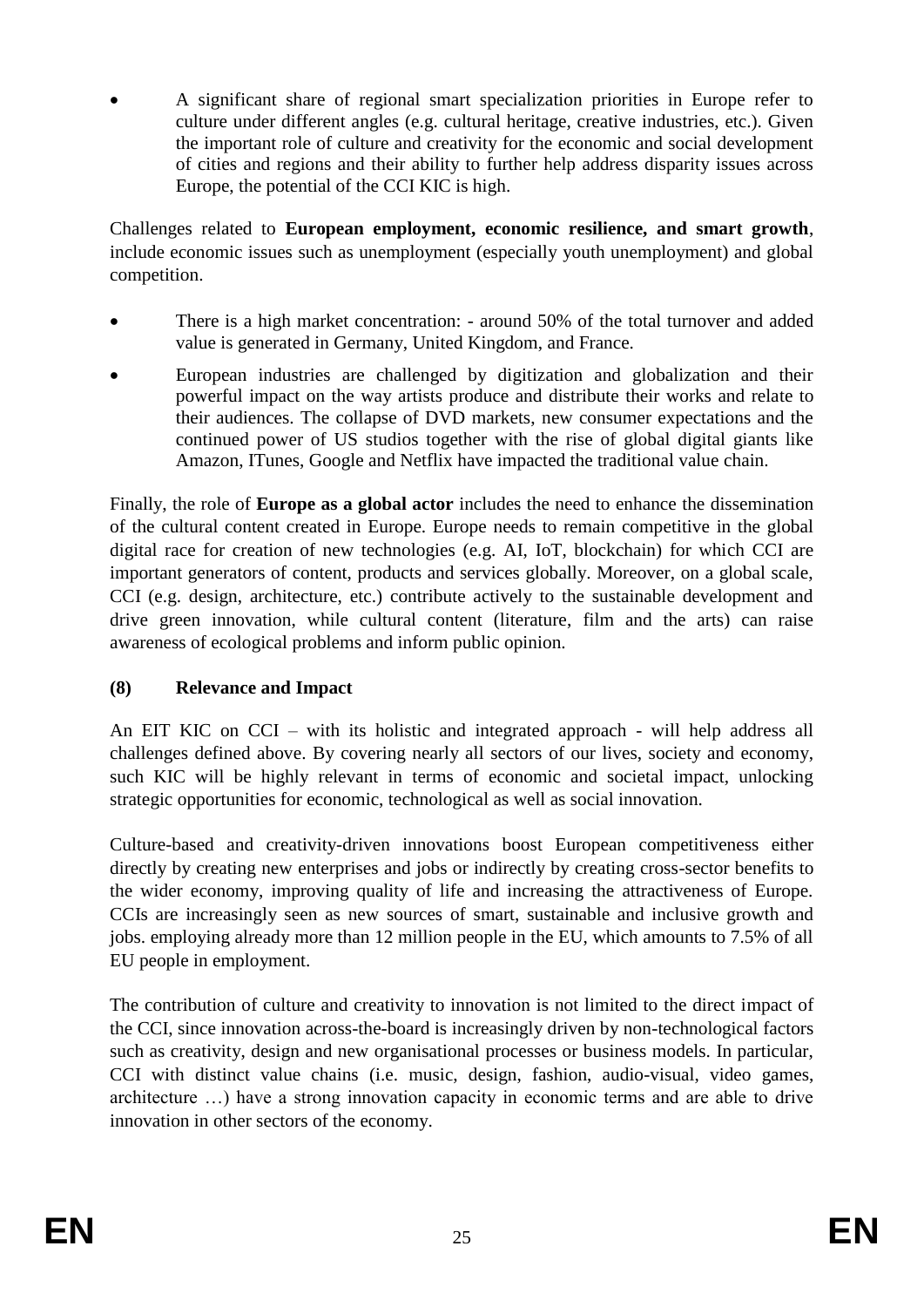- A significant share of regional smart specialization priorities in Europe refer to culture under different angles (e.g. cultural heritage, creative industries, etc.). Given the important role of culture and creativity for the economic and social development of cities and regions and their ability to further help address disparity issues across Europe, the potential of the CCI KIC is high.

Challenges related to **European employment, economic resilience, and smart growth**, include economic issues such as unemployment (especially youth unemployment) and global competition.

- There is a high market concentration: - around 50% of the total turnover and added value is generated in Germany, United Kingdom, and France.
- European industries are challenged by digitization and globalization and their powerful impact on the way artists produce and distribute their works and relate to their audiences. The collapse of DVD markets, new consumer expectations and the continued power of US studios together with the rise of global digital giants like Amazon, ITunes, Google and Netflix have impacted the traditional value chain.

Finally, the role of **Europe as a global actor** includes the need to enhance the dissemination of the cultural content created in Europe. Europe needs to remain competitive in the global digital race for creation of new technologies (e.g. AI, IoT, blockchain) for which CCI are important generators of content, products and services globally. Moreover, on a global scale, CCI (e.g. design, architecture, etc.) contribute actively to the sustainable development and drive green innovation, while cultural content (literature, film and the arts) can raise awareness of ecological problems and inform public opinion.

### (8) Relevance and Impact

An EIT KIC on CCI – with its holistic and integrated approach - will help address all challenges defined above. By covering nearly all sectors of our lives, society and economy, such KIC will be highly relevant in terms of economic and societal impact, unlocking strategic opportunities for economic, technological as well as social innovation.

Culture-based and creativity-driven innovations boost European competitiveness either directly by creating new enterprises and jobs or indirectly by creating cross-sector benefits to the wider economy, improving quality of life and increasing the attractiveness of Europe. CCIs are increasingly seen as new sources of smart, sustainable and inclusive growth and jobs. employing already more than 12 million people in the EU, which amounts to 7.5% of all EU people in employment.

The contribution of culture and creativity to innovation is not limited to the direct impact of the CCI, since innovation across-the-board is increasingly driven by non-technological factors such as creativity, design and new organisational processes or business models. In particular, CCI with distinct value chains (i.e. music, design, fashion, audio-visual, video games, architecture …) have a strong innovation capacity in economic terms and are able to drive innovation in other sectors of the economy.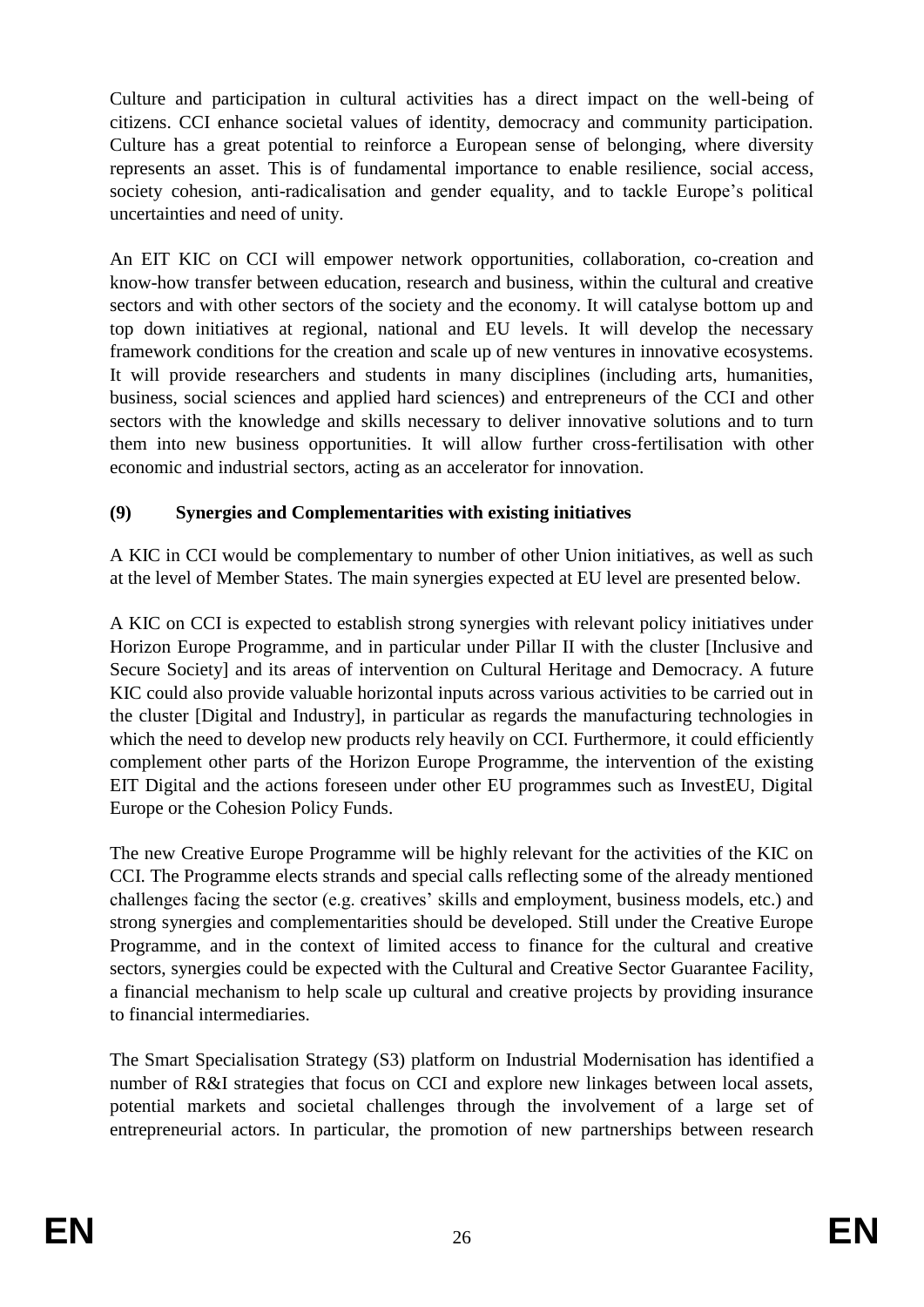Culture and participation in cultural activities has a direct impact on the well-being of citizens. CCI enhance societal values of identity, democracy and community participation. Culture has a great potential to reinforce a European sense of belonging, where diversity represents an asset. This is of fundamental importance to enable resilience, social access, society cohesion, anti-radicalisation and gender equality, and to tackle Europe's political uncertainties and need of unity.

An EIT KIC on CCI will empower network opportunities, collaboration, co-creation and know-how transfer between education, research and business, within the cultural and creative sectors and with other sectors of the society and the economy. It will catalyse bottom up and top down initiatives at regional, national and EU levels. It will develop the necessary framework conditions for the creation and scale up of new ventures in innovative ecosystems. It will provide researchers and students in many disciplines (including arts, humanities, business, social sciences and applied hard sciences) and entrepreneurs of the CCI and other sectors with the knowledge and skills necessary to deliver innovative solutions and to turn them into new business opportunities. It will allow further cross-fertilisation with other economic and industrial sectors, acting as an accelerator for innovation.

**(9) Synergies and Complementarities with existing initiatives**

A KIC in CCI would be complementary to number of other Union initiatives, as well as such at the level of Member States. The main synergies expected at EU level are presented below.

A KIC on CCI is expected to establish strong synergies with relevant policy initiatives under Horizon Europe Programme, and in particular under Pillar II with the cluster [Inclusive and Secure Society] and its areas of intervention on Cultural Heritage and Democracy. A future KIC could also provide valuable horizontal inputs across various activities to be carried out in the cluster [Digital and Industry], in particular as regards the manufacturing technologies in which the need to develop new products rely heavily on CCI. Furthermore, it could efficiently complement other parts of the Horizon Europe Programme, the intervention of the existing EIT Digital and the actions foreseen under other EU programmes such as InvestEU, Digital Europe or the Cohesion Policy Funds.

The new Creative Europe Programme will be highly relevant for the activities of the KIC on CCI. The Programme elects strands and special calls reflecting some of the already mentioned challenges facing the sector (e.g. creatives' skills and employment, business models, etc.) and strong synergies and complementarities should be developed. Still under the Creative Europe Programme, and in the context of limited access to finance for the cultural and creative sectors, synergies could be expected with the Cultural and Creative Sector Guarantee Facility, a financial mechanism to help scale up cultural and creative projects by providing insurance to financial intermediaries.

The Smart Specialisation Strategy (S3) platform on Industrial Modernisation has identified a number of R&I strategies that focus on CCI and explore new linkages between local assets, potential markets and societal challenges through the involvement of a large set of entrepreneurial actors. In particular, the promotion of new partnerships between research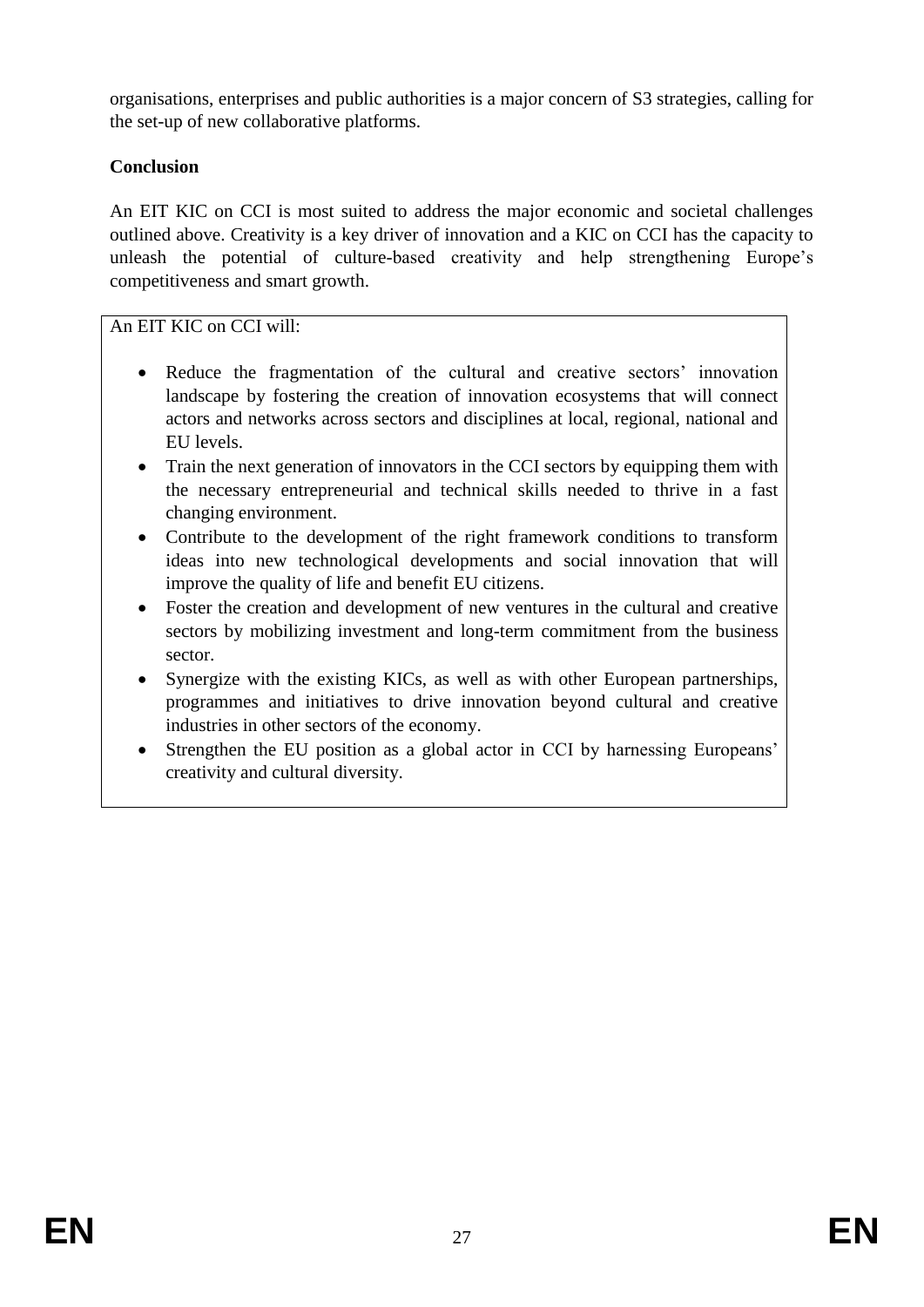organisations, enterprises and public authorities is a major concern of S3 strategies, calling for the set-up of new collaborative platforms.

**Conclusion**

An EIT KIC on CCI is most suited to address the major economic and societal challenges outlined above. Creativity is a key driver of innovation and a KIC on CCI has the capacity to unleash the potential of culture-based creativity and help strengthening Europe's competitiveness and smart growth.

An EIT KIC on CCI will:

- Reduce the fragmentation of the cultural and creative sectors' innovation landscape by fostering the creation of innovation ecosystems that will connect actors and networks across sectors and disciplines at local, regional, national and EU levels.
- Train the next generation of innovators in the CCI sectors by equipping them with the necessary entrepreneurial and technical skills needed to thrive in a fast changing environment.
- Contribute to the development of the right framework conditions to transform ideas into new technological developments and social innovation that will improve the quality of life and benefit EU citizens.
- Foster the creation and development of new ventures in the cultural and creative sectors by mobilizing investment and long-term commitment from the business sector.
- Synergize with the existing KICs, as well as with other European partnerships, programmes and initiatives to drive innovation beyond cultural and creative industries in other sectors of the economy.
- Strengthen the EU position as a global actor in CCI by harnessing Europeans' creativity and cultural diversity.